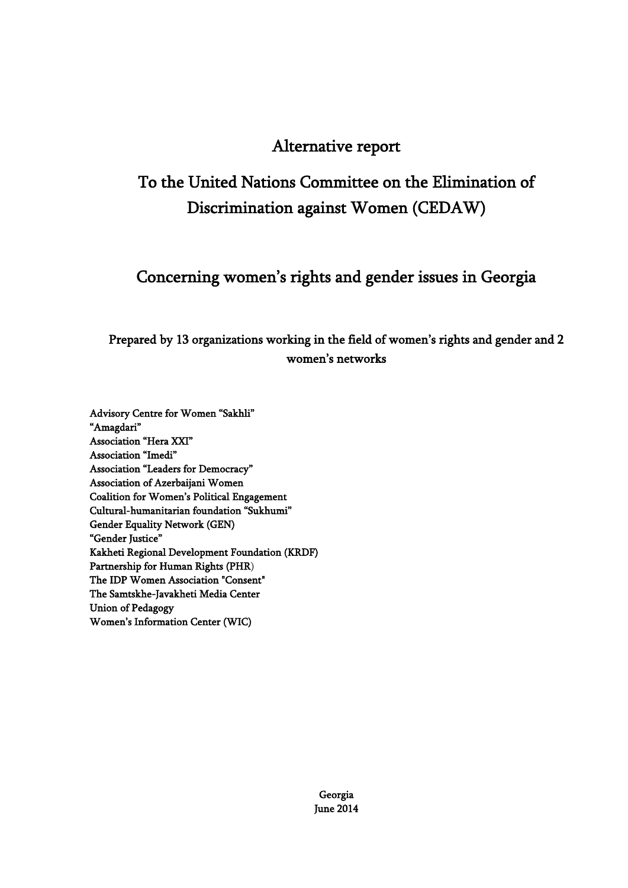# Alternative report

# To the United Nations Committee on the Elimination of Discrimination against Women (CEDAW)

## Concerning women's rights and gender issues in Georgia

Prepared by 13 organizations working in the field of women's rights and gender and 2 women's networks

Advisory Centre for Women "Sakhli"
"Amagdari"
Association "Hera XXI"
Association "Imedi"
Association "Leaders for Democracy"
Association of Azerbaijani Women
Coalition for Women's Political Engagement
Cultural-humanitarian foundation "Sukhumi"
Gender Equality Network (GEN)
"Gender Justice"
Kakheti Regional Development Foundation (KRDF)
Partnership for Human Rights (PHR)
The IDP Women Association "Consent"
The Samtskhe-Javakheti Media Center
Union of Pedagogy
Women's Information Center (WIC)

Georgia
June 2014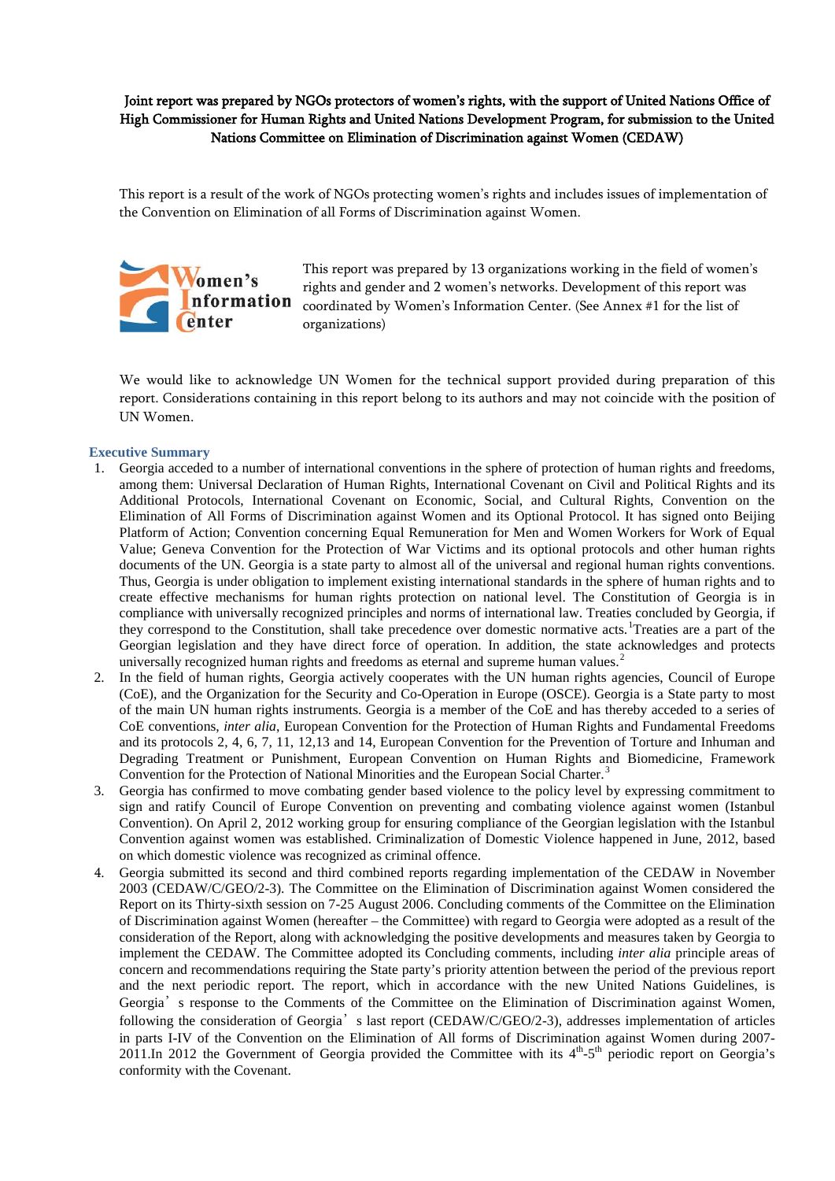**Joint report was prepared by NGOs protectors of women's rights, with the support of United Nations Office of High Commissioner for Human Rights and United Nations Development Program, for submission to the United Nations Committee on Elimination of Discrimination against Women (CEDAW)**

This report is a result of the work of NGOs protecting women's rights and includes issues of implementation of the Convention on Elimination of all Forms of Discrimination against Women.

This report was prepared by 13 organizations working in the field of women's rights and gender and 2 women's networks. Development of this report was coordinated by Women's Information Center. (See Annex #1 for the list of organizations)

We would like to acknowledge UN Women for the technical support provided during preparation of this report. Considerations containing in this report belong to its authors and may not coincide with the position of UN Women.

## Executive Summary

1. Georgia acceded to a number of international conventions in the sphere of protection of human rights and freedoms, among them: Universal Declaration of Human Rights, International Covenant on Civil and Political Rights and its Additional Protocols, International Covenant on Economic, Social, and Cultural Rights, Convention on the Elimination of All Forms of Discrimination against Women and its Optional Protocol. It has signed onto Beijing Platform of Action; Convention concerning Equal Remuneration for Men and Women Workers for Work of Equal Value; Geneva Convention for the Protection of War Victims and its optional protocols and other human rights documents of the UN. Georgia is a state party to almost all of the universal and regional human rights conventions. Thus, Georgia is under obligation to implement existing international standards in the sphere of human rights and to create effective mechanisms for human rights protection on national level. The Constitution of Georgia is in compliance with universally recognized principles and norms of international law. Treaties concluded by Georgia, if they correspond to the Constitution, shall take precedence over domestic normative acts.[1] Treaties are a part of the Georgian legislation and they have direct force of operation. In addition, the state acknowledges and protects universally recognized human rights and freedoms as eternal and supreme human values.[2]
2. In the field of human rights, Georgia actively cooperates with the UN human rights agencies, Council of Europe (CoE), and the Organization for the Security and Co-Operation in Europe (OSCE). Georgia is a State party to most of the main UN human rights instruments. Georgia is a member of the CoE and has thereby acceded to a series of CoE conventions, *inter alia*, European Convention for the Protection of Human Rights and Fundamental Freedoms and its protocols 2, 4, 6, 7, 11, 12,13 and 14, European Convention for the Prevention of Torture and Inhuman and Degrading Treatment or Punishment, European Convention on Human Rights and Biomedicine, Framework Convention for the Protection of National Minorities and the European Social Charter.[3]
3. Georgia has confirmed to move combating gender based violence to the policy level by expressing commitment to sign and ratify Council of Europe Convention on preventing and combating violence against women (Istanbul Convention). On April 2, 2012 working group for ensuring compliance of the Georgian legislation with the Istanbul Convention against women was established. Criminalization of Domestic Violence happened in June, 2012, based on which domestic violence was recognized as criminal offence.
4. Georgia submitted its second and third combined reports regarding implementation of the CEDAW in November 2003 (CEDAW/C/GEO/2-3). The Committee on the Elimination of Discrimination against Women considered the Report on its Thirty-sixth session on 7-25 August 2006. Concluding comments of the Committee on the Elimination of Discrimination against Women (hereafter – the Committee) with regard to Georgia were adopted as a result of the consideration of the Report, along with acknowledging the positive developments and measures taken by Georgia to implement the CEDAW. The Committee adopted its Concluding comments, including *inter alia* principle areas of concern and recommendations requiring the State party's priority attention between the period of the previous report and the next periodic report. The report, which in accordance with the new United Nations Guidelines, is Georgia's response to the Comments of the Committee on the Elimination of Discrimination against Women, following the consideration of Georgia's last report (CEDAW/C/GEO/2-3), addresses implementation of articles in parts I-IV of the Convention on the Elimination of All forms of Discrimination against Women during 2007-2011.In 2012 the Government of Georgia provided the Committee with its 4th-5th periodic report on Georgia's conformity with the Covenant.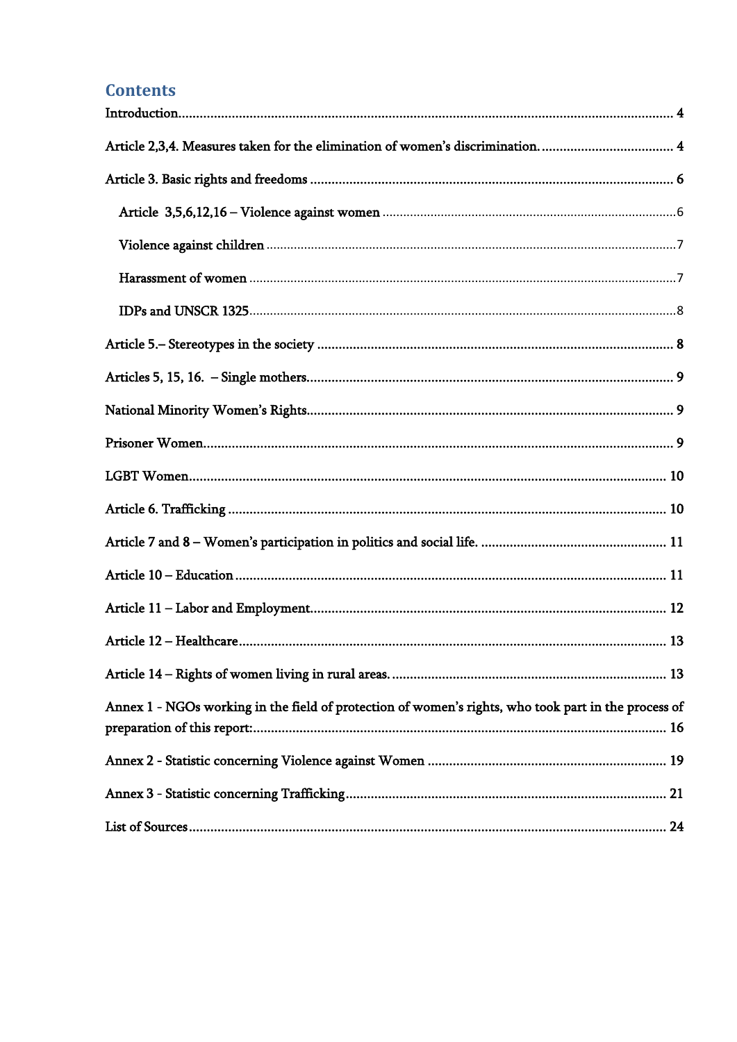## Contents

Introduction .......... 4

Article 2,3,4. Measures taken for the elimination of women's discrimination. .......... 4

Article 3. Basic rights and freedoms .......... 6

- Article 3,5,6,12,16 – Violence against women .......... 6
- Violence against children .......... 7
- Harassment of women .......... 7
- IDPs and UNSCR 1325 .......... 8

Article 5.– Stereotypes in the society .......... 8

Articles 5, 15, 16. – Single mothers .......... 9

National Minority Women's Rights .......... 9

Prisoner Women .......... 9

LGBT Women .......... 10

Article 6. Trafficking .......... 10

Article 7 and 8 – Women's participation in politics and social life. .......... 11

Article 10 – Education .......... 11

Article 11 – Labor and Employment .......... 12

Article 12 – Healthcare .......... 13

Article 14 – Rights of women living in rural areas. .......... 13

Annex 1 - NGOs working in the field of protection of women's rights, who took part in the process of preparation of this report: .......... 16

Annex 2 - Statistic concerning Violence against Women .......... 19

Annex 3 - Statistic concerning Trafficking .......... 21

List of Sources .......... 24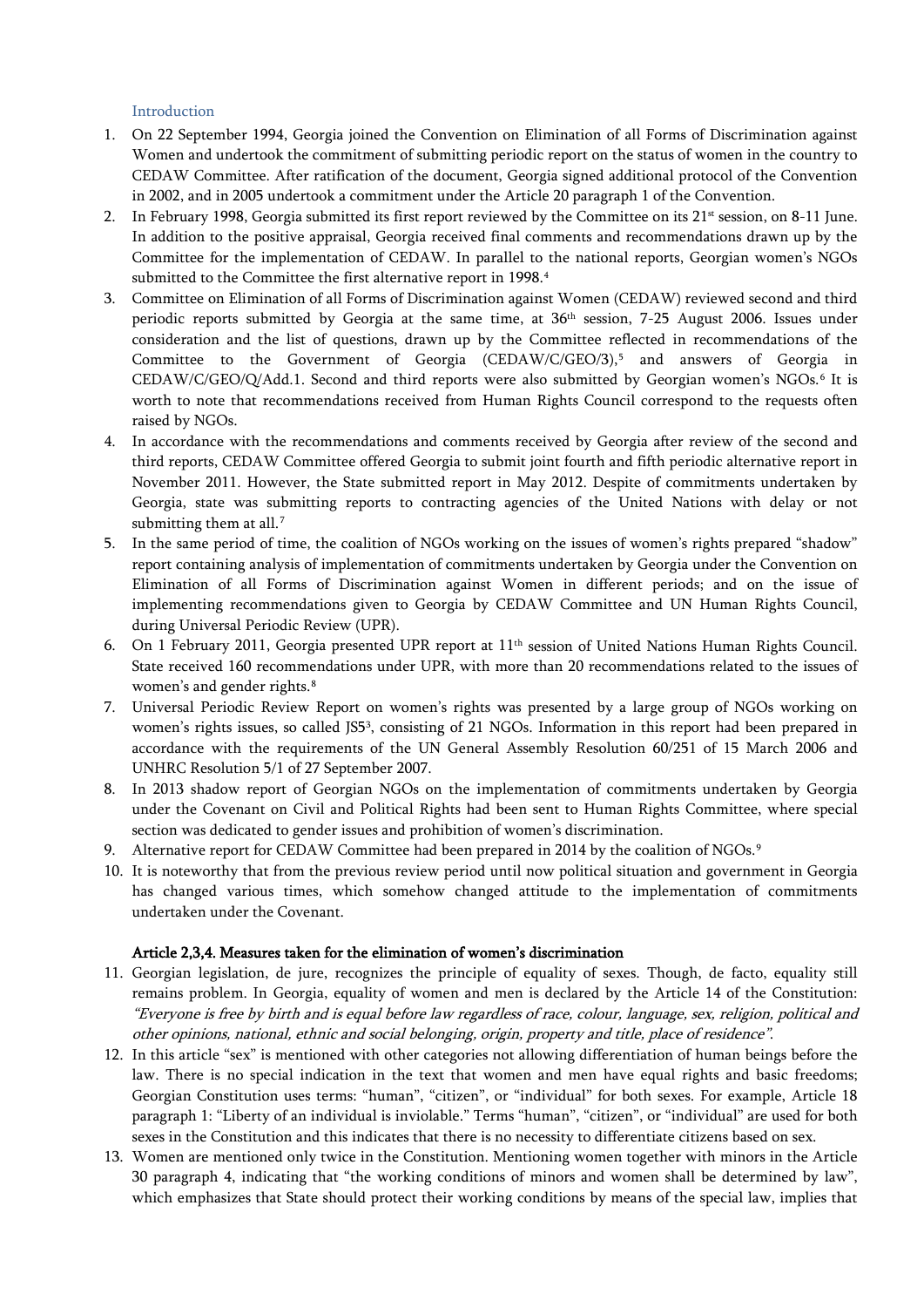## Introduction

1. On 22 September 1994, Georgia joined the Convention on Elimination of all Forms of Discrimination against Women and undertook the commitment of submitting periodic report on the status of women in the country to CEDAW Committee. After ratification of the document, Georgia signed additional protocol of the Convention in 2002, and in 2005 undertook a commitment under the Article 20 paragraph 1 of the Convention.
2. In February 1998, Georgia submitted its first report reviewed by the Committee on its 21st session, on 8-11 June. In addition to the positive appraisal, Georgia received final comments and recommendations drawn up by the Committee for the implementation of CEDAW. In parallel to the national reports, Georgian women's NGOs submitted to the Committee the first alternative report in 1998.[4]
3. Committee on Elimination of all Forms of Discrimination against Women (CEDAW) reviewed second and third periodic reports submitted by Georgia at the same time, at 36th session, 7-25 August 2006. Issues under consideration and the list of questions, drawn up by the Committee reflected in recommendations of the Committee to the Government of Georgia (CEDAW/C/GEO/3),[5] and answers of Georgia in CEDAW/C/GEO/Q/Add.1. Second and third reports were also submitted by Georgian women's NGOs.[6] It is worth to note that recommendations received from Human Rights Council correspond to the requests often raised by NGOs.
4. In accordance with the recommendations and comments received by Georgia after review of the second and third reports, CEDAW Committee offered Georgia to submit joint fourth and fifth periodic alternative report in November 2011. However, the State submitted report in May 2012. Despite of commitments undertaken by Georgia, state was submitting reports to contracting agencies of the United Nations with delay or not submitting them at all.[7]
5. In the same period of time, the coalition of NGOs working on the issues of women's rights prepared "shadow" report containing analysis of implementation of commitments undertaken by Georgia under the Convention on Elimination of all Forms of Discrimination against Women in different periods; and on the issue of implementing recommendations given to Georgia by CEDAW Committee and UN Human Rights Council, during Universal Periodic Review (UPR).
6. On 1 February 2011, Georgia presented UPR report at 11th session of United Nations Human Rights Council. State received 160 recommendations under UPR, with more than 20 recommendations related to the issues of women's and gender rights.[8]
7. Universal Periodic Review Report on women's rights was presented by a large group of NGOs working on women's rights issues, so called JS5[3], consisting of 21 NGOs. Information in this report had been prepared in accordance with the requirements of the UN General Assembly Resolution 60/251 of 15 March 2006 and UNHRC Resolution 5/1 of 27 September 2007.
8. In 2013 shadow report of Georgian NGOs on the implementation of commitments undertaken by Georgia under the Covenant on Civil and Political Rights had been sent to Human Rights Committee, where special section was dedicated to gender issues and prohibition of women's discrimination.
9. Alternative report for CEDAW Committee had been prepared in 2014 by the coalition of NGOs.[9]
10. It is noteworthy that from the previous review period until now political situation and government in Georgia has changed various times, which somehow changed attitude to the implementation of commitments undertaken under the Covenant.

### Article 2,3,4. Measures taken for the elimination of women's discrimination

11. Georgian legislation, de jure, recognizes the principle of equality of sexes. Though, de facto, equality still remains problem. In Georgia, equality of women and men is declared by the Article 14 of the Constitution: *"Everyone is free by birth and is equal before law regardless of race, colour, language, sex, religion, political and other opinions, national, ethnic and social belonging, origin, property and title, place of residence".*
12. In this article "sex" is mentioned with other categories not allowing differentiation of human beings before the law. There is no special indication in the text that women and men have equal rights and basic freedoms; Georgian Constitution uses terms: "human", "citizen", or "individual" for both sexes. For example, Article 18 paragraph 1: "Liberty of an individual is inviolable." Terms "human", "citizen", or "individual" are used for both sexes in the Constitution and this indicates that there is no necessity to differentiate citizens based on sex.
13. Women are mentioned only twice in the Constitution. Mentioning women together with minors in the Article 30 paragraph 4, indicating that "the working conditions of minors and women shall be determined by law", which emphasizes that State should protect their working conditions by means of the special law, implies that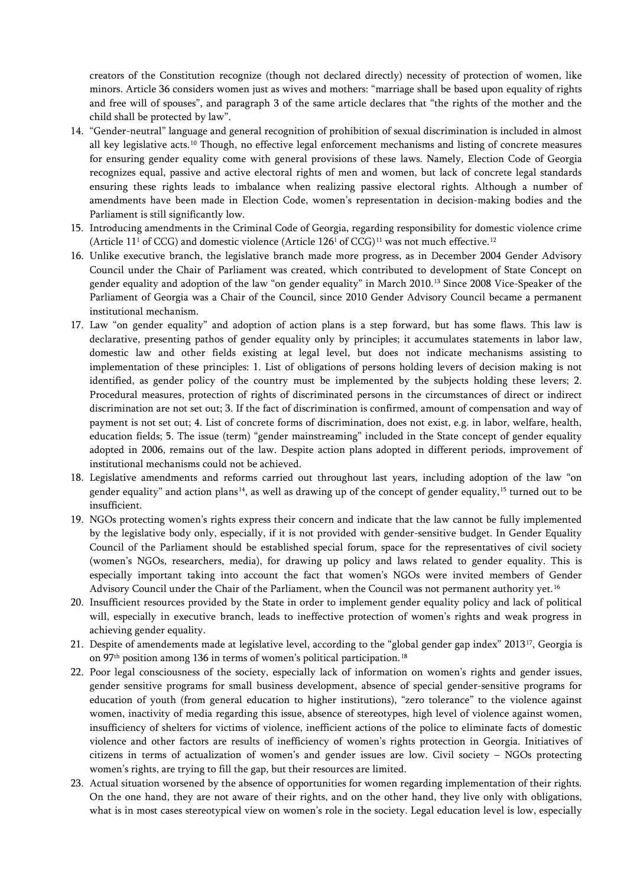creators of the Constitution recognize (though not declared directly) necessity of protection of women, like minors. Article 36 considers women just as wives and mothers: "marriage shall be based upon equality of rights and free will of spouses", and paragraph 3 of the same article declares that "the rights of the mother and the child shall be protected by law".

14. "Gender-neutral" language and general recognition of prohibition of sexual discrimination is included in almost all key legislative acts.[10] Though, no effective legal enforcement mechanisms and listing of concrete measures for ensuring gender equality come with general provisions of these laws. Namely, Election Code of Georgia recognizes equal, passive and active electoral rights of men and women, but lack of concrete legal standards ensuring these rights leads to imbalance when realizing passive electoral rights. Although a number of amendments have been made in Election Code, women's representation in decision-making bodies and the Parliament is still significantly low.
15. Introducing amendments in the Criminal Code of Georgia, regarding responsibility for domestic violence crime (Article 11[1] of CCG) and domestic violence (Article 126[1] of CCG)[11] was not much effective.[12]
16. Unlike executive branch, the legislative branch made more progress, as in December 2004 Gender Advisory Council under the Chair of Parliament was created, which contributed to development of State Concept on gender equality and adoption of the law "on gender equality" in March 2010.[13] Since 2008 Vice-Speaker of the Parliament of Georgia was a Chair of the Council, since 2010 Gender Advisory Council became a permanent institutional mechanism.
17. Law "on gender equality" and adoption of action plans is a step forward, but has some flaws. This law is declarative, presenting pathos of gender equality only by principles; it accumulates statements in labor law, domestic law and other fields existing at legal level, but does not indicate mechanisms assisting to implementation of these principles: 1. List of obligations of persons holding levers of decision making is not identified, as gender policy of the country must be implemented by the subjects holding these levers; 2. Procedural measures, protection of rights of discriminated persons in the circumstances of direct or indirect discrimination are not set out; 3. If the fact of discrimination is confirmed, amount of compensation and way of payment is not set out; 4. List of concrete forms of discrimination, does not exist, e.g. in labor, welfare, health, education fields; 5. The issue (term) "gender mainstreaming" included in the State concept of gender equality adopted in 2006, remains out of the law. Despite action plans adopted in different periods, improvement of institutional mechanisms could not be achieved.
18. Legislative amendments and reforms carried out throughout last years, including adoption of the law "on gender equality" and action plans[14], as well as drawing up of the concept of gender equality,[15] turned out to be insufficient.
19. NGOs protecting women's rights express their concern and indicate that the law cannot be fully implemented by the legislative body only, especially, if it is not provided with gender-sensitive budget. In Gender Equality Council of the Parliament should be established special forum, space for the representatives of civil society (women's NGOs, researchers, media), for drawing up policy and laws related to gender equality. This is especially important taking into account the fact that women's NGOs were invited members of Gender Advisory Council under the Chair of the Parliament, when the Council was not permanent authority yet.[16]
20. Insufficient resources provided by the State in order to implement gender equality policy and lack of political will, especially in executive branch, leads to ineffective protection of women's rights and weak progress in achieving gender equality.
21. Despite of amendements made at legislative level, according to the "global gender gap index" 2013[17], Georgia is on 97[th] position among 136 in terms of women's political participation.[18]
22. Poor legal consciousness of the society, especially lack of information on women's rights and gender issues, gender sensitive programs for small business development, absence of special gender-sensitive programs for education of youth (from general education to higher institutions), "zero tolerance" to the violence against women, inactivity of media regarding this issue, absence of stereotypes, high level of violence against women, insufficiency of shelters for victims of violence, inefficient actions of the police to eliminate facts of domestic violence and other factors are results of inefficiency of women's rights protection in Georgia. Initiatives of citizens in terms of actualization of women's and gender issues are low. Civil society – NGOs protecting women's rights, are trying to fill the gap, but their resources are limited.
23. Actual situation worsened by the absence of opportunities for women regarding implementation of their rights. On the one hand, they are not aware of their rights, and on the other hand, they live only with obligations, what is in most cases stereotypical view on women's role in the society. Legal education level is low, especially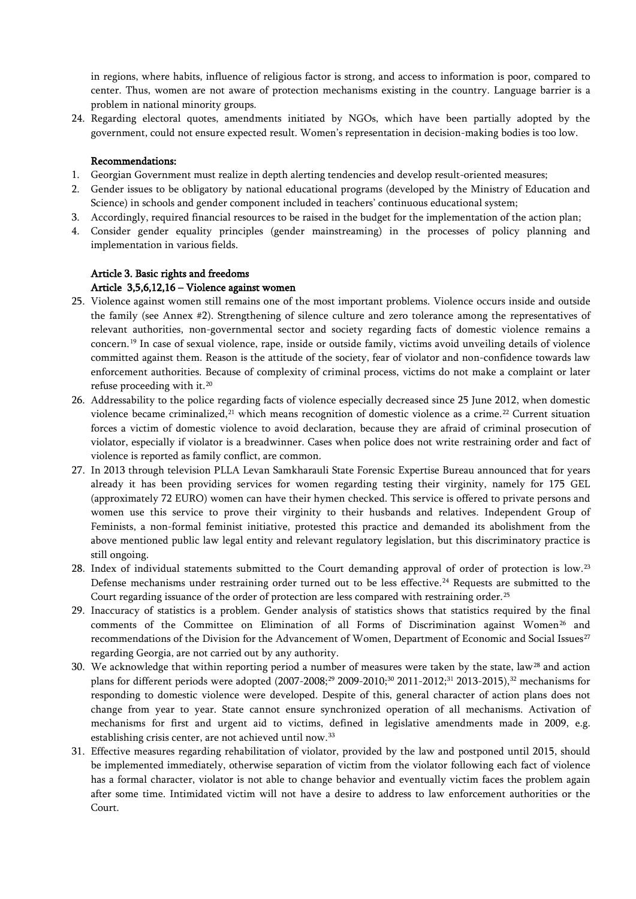in regions, where habits, influence of religious factor is strong, and access to information is poor, compared to center. Thus, women are not aware of protection mechanisms existing in the country. Language barrier is a problem in national minority groups.

24. Regarding electoral quotes, amendments initiated by NGOs, which have been partially adopted by the government, could not ensure expected result. Women's representation in decision-making bodies is too low.

**Recommendations:**

1. Georgian Government must realize in depth alerting tendencies and develop result-oriented measures;
2. Gender issues to be obligatory by national educational programs (developed by the Ministry of Education and Science) in schools and gender component included in teachers' continuous educational system;
3. Accordingly, required financial resources to be raised in the budget for the implementation of the action plan;
4. Consider gender equality principles (gender mainstreaming) in the processes of policy planning and implementation in various fields.

**Article 3. Basic rights and freedoms**

**Article 3,5,6,12,16 – Violence against women**

25. Violence against women still remains one of the most important problems. Violence occurs inside and outside the family (see Annex #2). Strengthening of silence culture and zero tolerance among the representatives of relevant authorities, non-governmental sector and society regarding facts of domestic violence remains a concern.[19] In case of sexual violence, rape, inside or outside family, victims avoid unveiling details of violence committed against them. Reason is the attitude of the society, fear of violator and non-confidence towards law enforcement authorities. Because of complexity of criminal process, victims do not make a complaint or later refuse proceeding with it.[20]
26. Addressability to the police regarding facts of violence especially decreased since 25 June 2012, when domestic violence became criminalized,[21] which means recognition of domestic violence as a crime.[22] Current situation forces a victim of domestic violence to avoid declaration, because they are afraid of criminal prosecution of violator, especially if violator is a breadwinner. Cases when police does not write restraining order and fact of violence is reported as family conflict, are common.
27. In 2013 through television PLLA Levan Samkharauli State Forensic Expertise Bureau announced that for years already it has been providing services for women regarding testing their virginity, namely for 175 GEL (approximately 72 EURO) women can have their hymen checked. This service is offered to private persons and women use this service to prove their virginity to their husbands and relatives. Independent Group of Feminists, a non-formal feminist initiative, protested this practice and demanded its abolishment from the above mentioned public law legal entity and relevant regulatory legislation, but this discriminatory practice is still ongoing.
28. Index of individual statements submitted to the Court demanding approval of order of protection is low.[23] Defense mechanisms under restraining order turned out to be less effective.[24] Requests are submitted to the Court regarding issuance of the order of protection are less compared with restraining order.[25]
29. Inaccuracy of statistics is a problem. Gender analysis of statistics shows that statistics required by the final comments of the Committee on Elimination of all Forms of Discrimination against Women[26] and recommendations of the Division for the Advancement of Women, Department of Economic and Social Issues[27] regarding Georgia, are not carried out by any authority.
30. We acknowledge that within reporting period a number of measures were taken by the state, law[28] and action plans for different periods were adopted (2007-2008;[29] 2009-2010;[30] 2011-2012;[31] 2013-2015),[32] mechanisms for responding to domestic violence were developed. Despite of this, general character of action plans does not change from year to year. State cannot ensure synchronized operation of all mechanisms. Activation of mechanisms for first and urgent aid to victims, defined in legislative amendments made in 2009, e.g. establishing crisis center, are not achieved until now.[33]
31. Effective measures regarding rehabilitation of violator, provided by the law and postponed until 2015, should be implemented immediately, otherwise separation of victim from the violator following each fact of violence has a formal character, violator is not able to change behavior and eventually victim faces the problem again after some time. Intimidated victim will not have a desire to address to law enforcement authorities or the Court.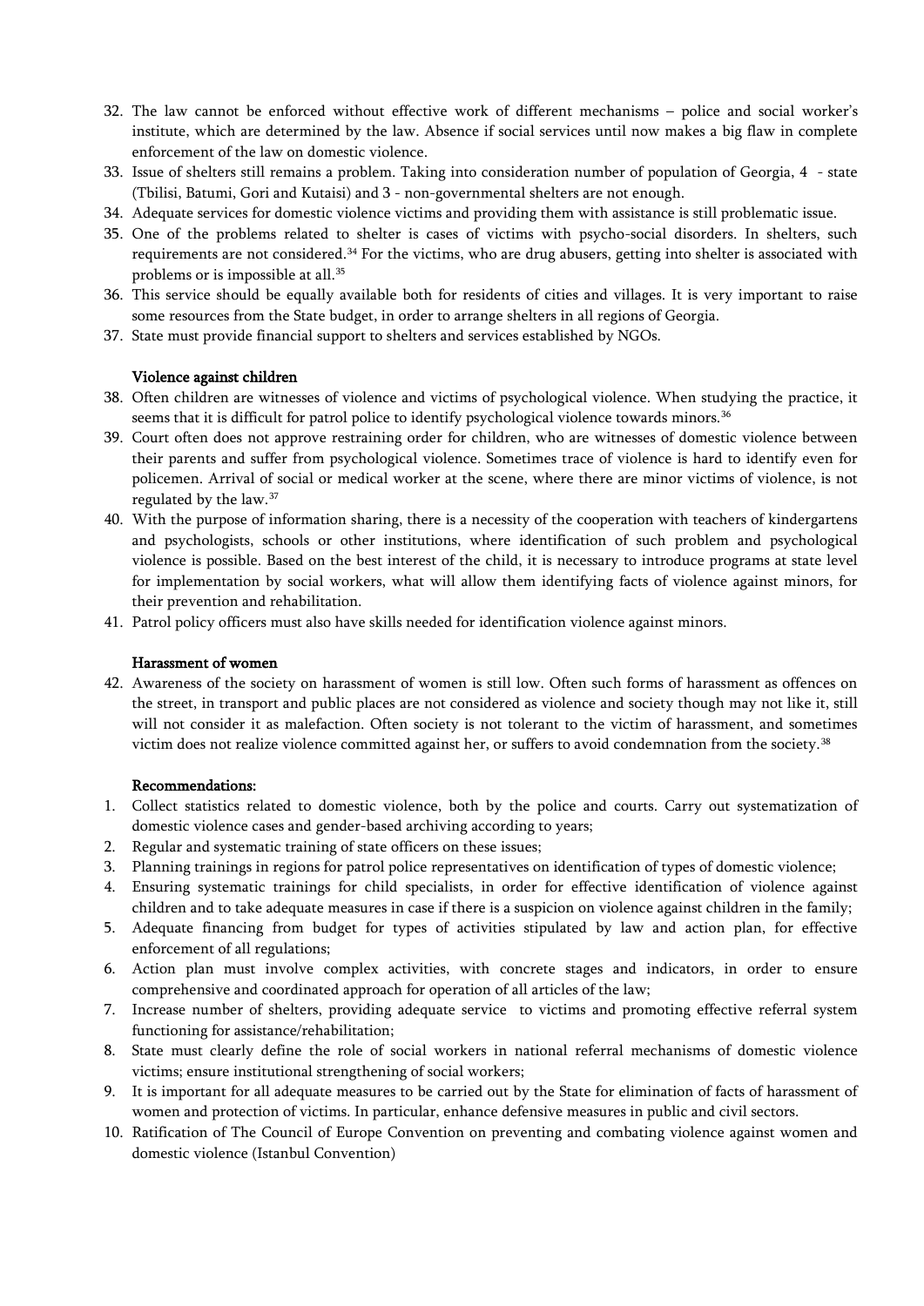32. The law cannot be enforced without effective work of different mechanisms – police and social worker's institute, which are determined by the law. Absence if social services until now makes a big flaw in complete enforcement of the law on domestic violence.
33. Issue of shelters still remains a problem. Taking into consideration number of population of Georgia, 4 - state (Tbilisi, Batumi, Gori and Kutaisi) and 3 - non-governmental shelters are not enough.
34. Adequate services for domestic violence victims and providing them with assistance is still problematic issue.
35. One of the problems related to shelter is cases of victims with psycho-social disorders. In shelters, such requirements are not considered.[34] For the victims, who are drug abusers, getting into shelter is associated with problems or is impossible at all.[35]
36. This service should be equally available both for residents of cities and villages. It is very important to raise some resources from the State budget, in order to arrange shelters in all regions of Georgia.
37. State must provide financial support to shelters and services established by NGOs.

**Violence against children**

38. Often children are witnesses of violence and victims of psychological violence. When studying the practice, it seems that it is difficult for patrol police to identify psychological violence towards minors.[36]
39. Court often does not approve restraining order for children, who are witnesses of domestic violence between their parents and suffer from psychological violence. Sometimes trace of violence is hard to identify even for policemen. Arrival of social or medical worker at the scene, where there are minor victims of violence, is not regulated by the law.[37]
40. With the purpose of information sharing, there is a necessity of the cooperation with teachers of kindergartens and psychologists, schools or other institutions, where identification of such problem and psychological violence is possible. Based on the best interest of the child, it is necessary to introduce programs at state level for implementation by social workers, what will allow them identifying facts of violence against minors, for their prevention and rehabilitation.
41. Patrol policy officers must also have skills needed for identification violence against minors.

**Harassment of women**

42. Awareness of the society on harassment of women is still low. Often such forms of harassment as offences on the street, in transport and public places are not considered as violence and society though may not like it, still will not consider it as malefaction. Often society is not tolerant to the victim of harassment, and sometimes victim does not realize violence committed against her, or suffers to avoid condemnation from the society.[38]

**Recommendations:**

1. Collect statistics related to domestic violence, both by the police and courts. Carry out systematization of domestic violence cases and gender-based archiving according to years;
2. Regular and systematic training of state officers on these issues;
3. Planning trainings in regions for patrol police representatives on identification of types of domestic violence;
4. Ensuring systematic trainings for child specialists, in order for effective identification of violence against children and to take adequate measures in case if there is a suspicion on violence against children in the family;
5. Adequate financing from budget for types of activities stipulated by law and action plan, for effective enforcement of all regulations;
6. Action plan must involve complex activities, with concrete stages and indicators, in order to ensure comprehensive and coordinated approach for operation of all articles of the law;
7. Increase number of shelters, providing adequate service to victims and promoting effective referral system functioning for assistance/rehabilitation;
8. State must clearly define the role of social workers in national referral mechanisms of domestic violence victims; ensure institutional strengthening of social workers;
9. It is important for all adequate measures to be carried out by the State for elimination of facts of harassment of women and protection of victims. In particular, enhance defensive measures in public and civil sectors.
10. Ratification of The Council of Europe Convention on preventing and combating violence against women and domestic violence (Istanbul Convention)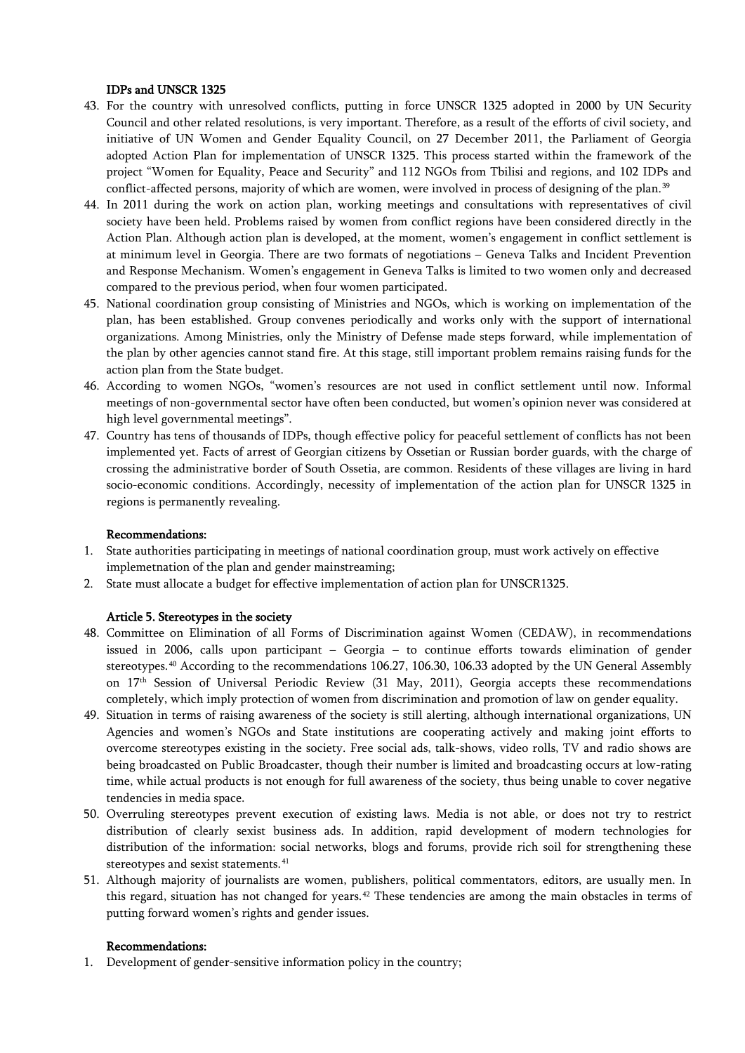### IDPs and UNSCR 1325

43. For the country with unresolved conflicts, putting in force UNSCR 1325 adopted in 2000 by UN Security Council and other related resolutions, is very important. Therefore, as a result of the efforts of civil society, and initiative of UN Women and Gender Equality Council, on 27 December 2011, the Parliament of Georgia adopted Action Plan for implementation of UNSCR 1325. This process started within the framework of the project "Women for Equality, Peace and Security" and 112 NGOs from Tbilisi and regions, and 102 IDPs and conflict-affected persons, majority of which are women, were involved in process of designing of the plan.[39]
44. In 2011 during the work on action plan, working meetings and consultations with representatives of civil society have been held. Problems raised by women from conflict regions have been considered directly in the Action Plan. Although action plan is developed, at the moment, women's engagement in conflict settlement is at minimum level in Georgia. There are two formats of negotiations – Geneva Talks and Incident Prevention and Response Mechanism. Women's engagement in Geneva Talks is limited to two women only and decreased compared to the previous period, when four women participated.
45. National coordination group consisting of Ministries and NGOs, which is working on implementation of the plan, has been established. Group convenes periodically and works only with the support of international organizations. Among Ministries, only the Ministry of Defense made steps forward, while implementation of the plan by other agencies cannot stand fire. At this stage, still important problem remains raising funds for the action plan from the State budget.
46. According to women NGOs, "women's resources are not used in conflict settlement until now. Informal meetings of non-governmental sector have often been conducted, but women's opinion never was considered at high level governmental meetings".
47. Country has tens of thousands of IDPs, though effective policy for peaceful settlement of conflicts has not been implemented yet. Facts of arrest of Georgian citizens by Ossetian or Russian border guards, with the charge of crossing the administrative border of South Ossetia, are common. Residents of these villages are living in hard socio-economic conditions. Accordingly, necessity of implementation of the action plan for UNSCR 1325 in regions is permanently revealing.

**Recommendations:**

1. State authorities participating in meetings of national coordination group, must work actively on effective implemetnation of the plan and gender mainstreaming;
2. State must allocate a budget for effective implementation of action plan for UNSCR1325.

### Article 5. Stereotypes in the society

48. Committee on Elimination of all Forms of Discrimination against Women (CEDAW), in recommendations issued in 2006, calls upon participant – Georgia – to continue efforts towards elimination of gender stereotypes.[40] According to the recommendations 106.27, 106.30, 106.33 adopted by the UN General Assembly on 17th Session of Universal Periodic Review (31 May, 2011), Georgia accepts these recommendations completely, which imply protection of women from discrimination and promotion of law on gender equality.
49. Situation in terms of raising awareness of the society is still alerting, although international organizations, UN Agencies and women's NGOs and State institutions are cooperating actively and making joint efforts to overcome stereotypes existing in the society. Free social ads, talk-shows, video rolls, TV and radio shows are being broadcasted on Public Broadcaster, though their number is limited and broadcasting occurs at low-rating time, while actual products is not enough for full awareness of the society, thus being unable to cover negative tendencies in media space.
50. Overruling stereotypes prevent execution of existing laws. Media is not able, or does not try to restrict distribution of clearly sexist business ads. In addition, rapid development of modern technologies for distribution of the information: social networks, blogs and forums, provide rich soil for strengthening these stereotypes and sexist statements.[41]
51. Although majority of journalists are women, publishers, political commentators, editors, are usually men. In this regard, situation has not changed for years.[42] These tendencies are among the main obstacles in terms of putting forward women's rights and gender issues.

**Recommendations:**

1. Development of gender-sensitive information policy in the country;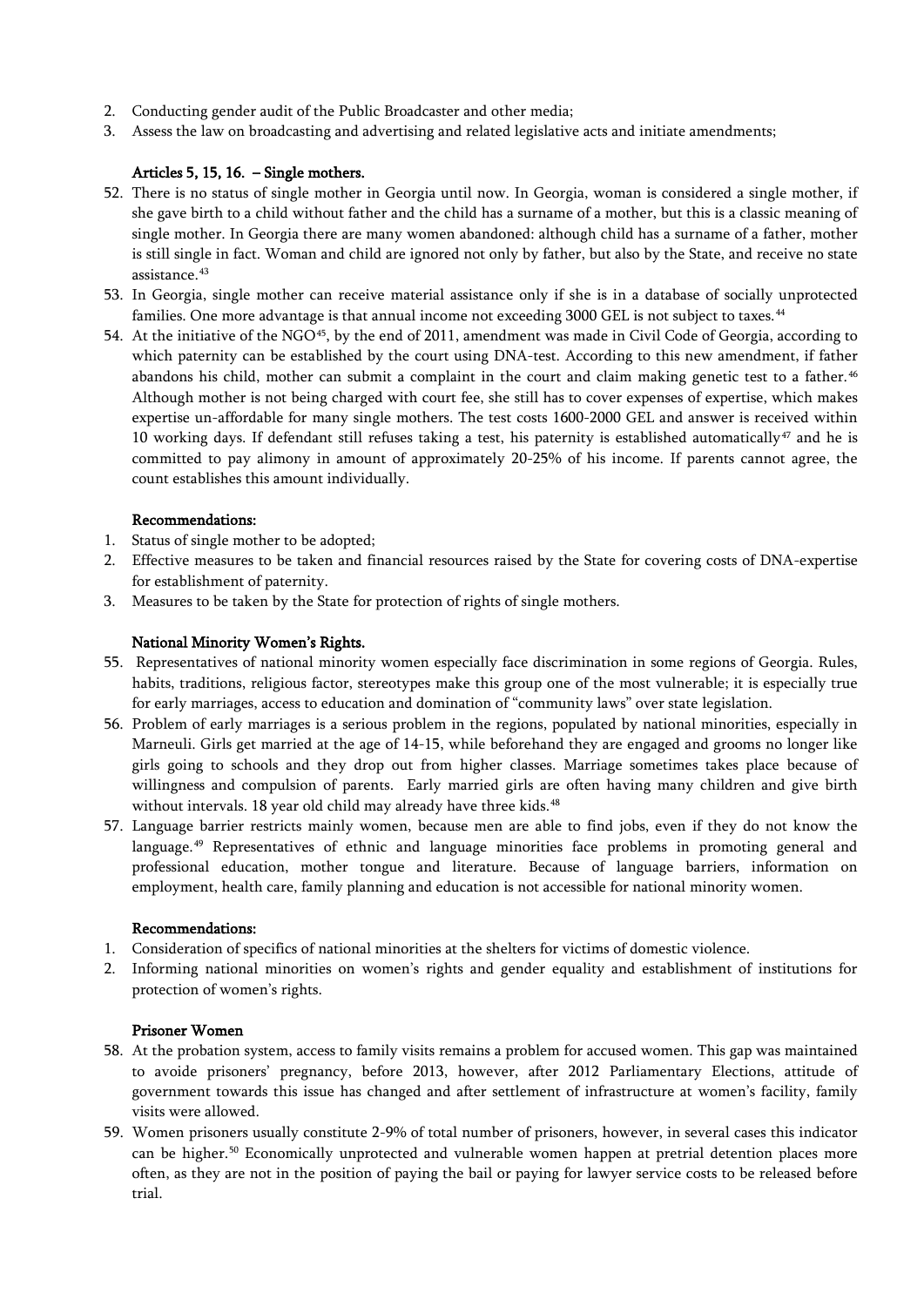2. Conducting gender audit of the Public Broadcaster and other media;
3. Assess the law on broadcasting and advertising and related legislative acts and initiate amendments;

**Articles 5, 15, 16. – Single mothers.**

52. There is no status of single mother in Georgia until now. In Georgia, woman is considered a single mother, if she gave birth to a child without father and the child has a surname of a mother, but this is a classic meaning of single mother. In Georgia there are many women abandoned: although child has a surname of a father, mother is still single in fact. Woman and child are ignored not only by father, but also by the State, and receive no state assistance.[43]
53. In Georgia, single mother can receive material assistance only if she is in a database of socially unprotected families. One more advantage is that annual income not exceeding 3000 GEL is not subject to taxes.[44]
54. At the initiative of the NGO[45], by the end of 2011, amendment was made in Civil Code of Georgia, according to which paternity can be established by the court using DNA-test. According to this new amendment, if father abandons his child, mother can submit a complaint in the court and claim making genetic test to a father.[46] Although mother is not being charged with court fee, she still has to cover expenses of expertise, which makes expertise un-affordable for many single mothers. The test costs 1600-2000 GEL and answer is received within 10 working days. If defendant still refuses taking a test, his paternity is established automatically[47] and he is committed to pay alimony in amount of approximately 20-25% of his income. If parents cannot agree, the count establishes this amount individually.

**Recommendations:**

1. Status of single mother to be adopted;
2. Effective measures to be taken and financial resources raised by the State for covering costs of DNA-expertise for establishment of paternity.
3. Measures to be taken by the State for protection of rights of single mothers.

**National Minority Women's Rights.**

55. Representatives of national minority women especially face discrimination in some regions of Georgia. Rules, habits, traditions, religious factor, stereotypes make this group one of the most vulnerable; it is especially true for early marriages, access to education and domination of "community laws" over state legislation.
56. Problem of early marriages is a serious problem in the regions, populated by national minorities, especially in Marneuli. Girls get married at the age of 14-15, while beforehand they are engaged and grooms no longer like girls going to schools and they drop out from higher classes. Marriage sometimes takes place because of willingness and compulsion of parents. Early married girls are often having many children and give birth without intervals. 18 year old child may already have three kids.[48]
57. Language barrier restricts mainly women, because men are able to find jobs, even if they do not know the language.[49] Representatives of ethnic and language minorities face problems in promoting general and professional education, mother tongue and literature. Because of language barriers, information on employment, health care, family planning and education is not accessible for national minority women.

**Recommendations:**

1. Consideration of specifics of national minorities at the shelters for victims of domestic violence.
2. Informing national minorities on women's rights and gender equality and establishment of institutions for protection of women's rights.

**Prisoner Women**

58. At the probation system, access to family visits remains a problem for accused women. This gap was maintained to avoide prisoners' pregnancy, before 2013, however, after 2012 Parliamentary Elections, attitude of government towards this issue has changed and after settlement of infrastructure at women's facility, family visits were allowed.
59. Women prisoners usually constitute 2-9% of total number of prisoners, however, in several cases this indicator can be higher.[50] Economically unprotected and vulnerable women happen at pretrial detention places more often, as they are not in the position of paying the bail or paying for lawyer service costs to be released before trial.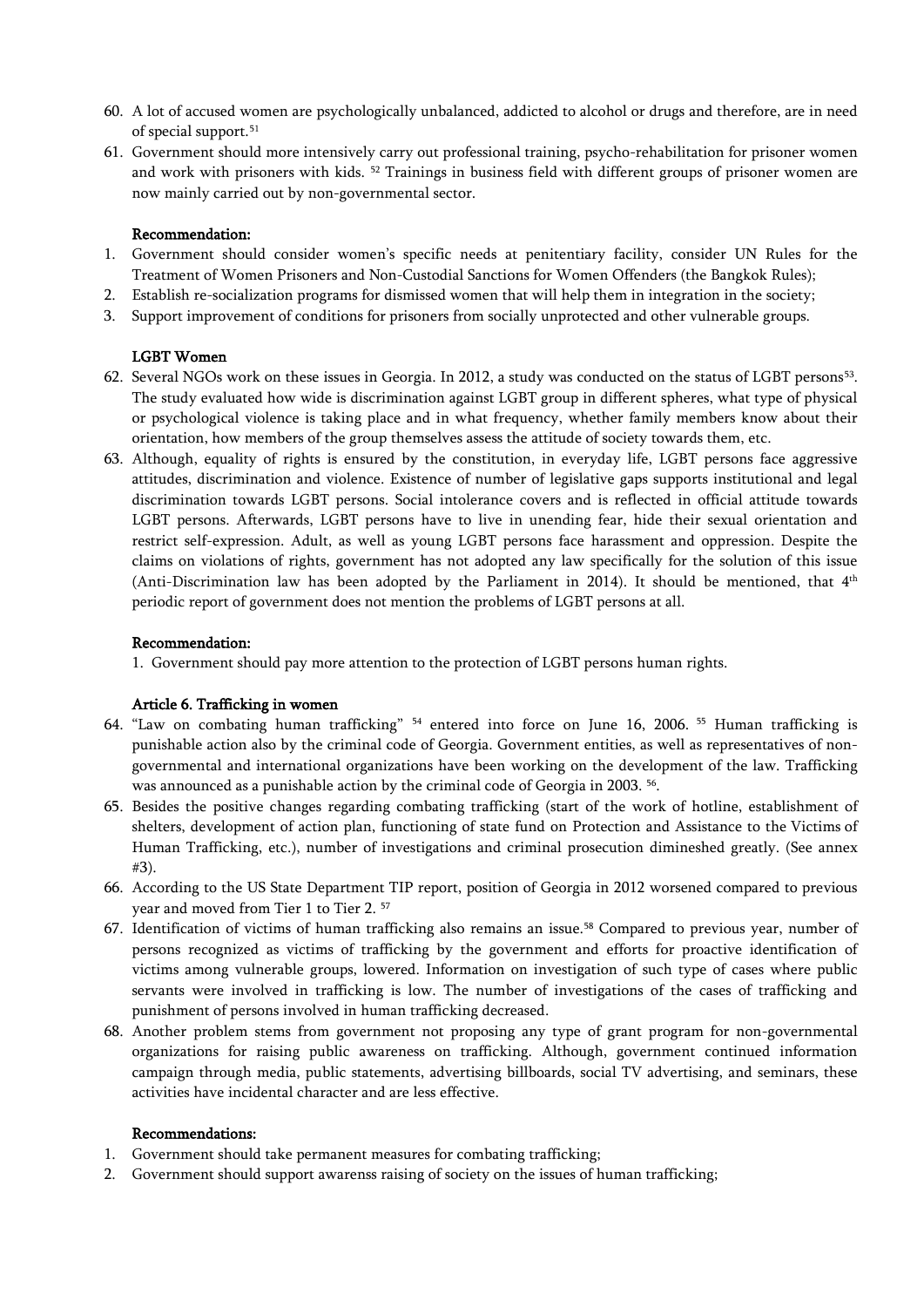60. A lot of accused women are psychologically unbalanced, addicted to alcohol or drugs and therefore, are in need of special support.[51]
61. Government should more intensively carry out professional training, psycho-rehabilitation for prisoner women and work with prisoners with kids. [52] Trainings in business field with different groups of prisoner women are now mainly carried out by non-governmental sector.

**Recommendation:**

1. Government should consider women's specific needs at penitentiary facility, consider UN Rules for the Treatment of Women Prisoners and Non-Custodial Sanctions for Women Offenders (the Bangkok Rules);
2. Establish re-socialization programs for dismissed women that will help them in integration in the society;
3. Support improvement of conditions for prisoners from socially unprotected and other vulnerable groups.

**LGBT Women**

62. Several NGOs work on these issues in Georgia. In 2012, a study was conducted on the status of LGBT persons[53]. The study evaluated how wide is discrimination against LGBT group in different spheres, what type of physical or psychological violence is taking place and in what frequency, whether family members know about their orientation, how members of the group themselves assess the attitude of society towards them, etc.
63. Although, equality of rights is ensured by the constitution, in everyday life, LGBT persons face aggressive attitudes, discrimination and violence. Existence of number of legislative gaps supports institutional and legal discrimination towards LGBT persons. Social intolerance covers and is reflected in official attitude towards LGBT persons. Afterwards, LGBT persons have to live in unending fear, hide their sexual orientation and restrict self-expression. Adult, as well as young LGBT persons face harassment and oppression. Despite the claims on violations of rights, government has not adopted any law specifically for the solution of this issue (Anti-Discrimination law has been adopted by the Parliament in 2014). It should be mentioned, that 4th periodic report of government does not mention the problems of LGBT persons at all.

**Recommendation:**

1. Government should pay more attention to the protection of LGBT persons human rights.

**Article 6. Trafficking in women**

64. "Law on combating human trafficking" [54] entered into force on June 16, 2006. [55] Human trafficking is punishable action also by the criminal code of Georgia. Government entities, as well as representatives of non-governmental and international organizations have been working on the development of the law. Trafficking was announced as a punishable action by the criminal code of Georgia in 2003. [56].
65. Besides the positive changes regarding combating trafficking (start of the work of hotline, establishment of shelters, development of action plan, functioning of state fund on Protection and Assistance to the Victims of Human Trafficking, etc.), number of investigations and criminal prosecution dimineshed greatly. (See annex #3).
66. According to the US State Department TIP report, position of Georgia in 2012 worsened compared to previous year and moved from Tier 1 to Tier 2. [57]
67. Identification of victims of human trafficking also remains an issue.[58] Compared to previous year, number of persons recognized as victims of trafficking by the government and efforts for proactive identification of victims among vulnerable groups, lowered. Information on investigation of such type of cases where public servants were involved in trafficking is low. The number of investigations of the cases of trafficking and punishment of persons involved in human trafficking decreased.
68. Another problem stems from government not proposing any type of grant program for non-governmental organizations for raising public awareness on trafficking. Although, government continued information campaign through media, public statements, advertising billboards, social TV advertising, and seminars, these activities have incidental character and are less effective.

**Recommendations:**

1. Government should take permanent measures for combating trafficking;
2. Government should support awarenss raising of society on the issues of human trafficking;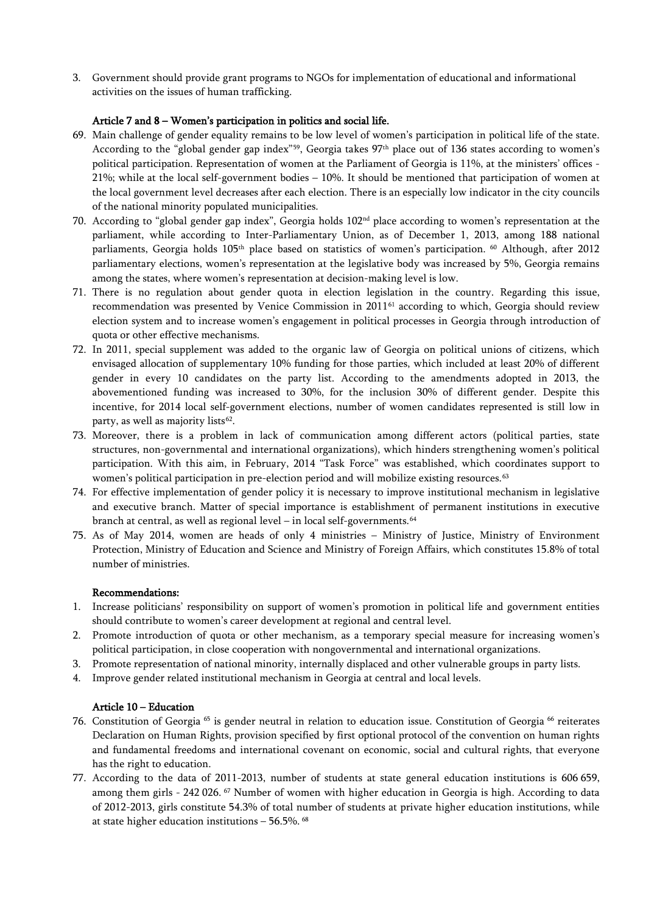3. Government should provide grant programs to NGOs for implementation of educational and informational activities on the issues of human trafficking.

**Article 7 and 8 – Women's participation in politics and social life.**

69. Main challenge of gender equality remains to be low level of women's participation in political life of the state. According to the "global gender gap index"[59], Georgia takes 97th place out of 136 states according to women's political participation. Representation of women at the Parliament of Georgia is 11%, at the ministers' offices - 21%; while at the local self-government bodies – 10%. It should be mentioned that participation of women at the local government level decreases after each election. There is an especially low indicator in the city councils of the national minority populated municipalities.
70. According to "global gender gap index", Georgia holds 102nd place according to women's representation at the parliament, while according to Inter-Parliamentary Union, as of December 1, 2013, among 188 national parliaments, Georgia holds 105th place based on statistics of women's participation. [60] Although, after 2012 parliamentary elections, women's representation at the legislative body was increased by 5%, Georgia remains among the states, where women's representation at decision-making level is low.
71. There is no regulation about gender quota in election legislation in the country. Regarding this issue, recommendation was presented by Venice Commission in 2011[61] according to which, Georgia should review election system and to increase women's engagement in political processes in Georgia through introduction of quota or other effective mechanisms.
72. In 2011, special supplement was added to the organic law of Georgia on political unions of citizens, which envisaged allocation of supplementary 10% funding for those parties, which included at least 20% of different gender in every 10 candidates on the party list. According to the amendments adopted in 2013, the abovementioned funding was increased to 30%, for the inclusion 30% of different gender. Despite this incentive, for 2014 local self-government elections, number of women candidates represented is still low in party, as well as majority lists[62].
73. Moreover, there is a problem in lack of communication among different actors (political parties, state structures, non-governmental and international organizations), which hinders strengthening women's political participation. With this aim, in February, 2014 "Task Force" was established, which coordinates support to women's political participation in pre-election period and will mobilize existing resources.[63]
74. For effective implementation of gender policy it is necessary to improve institutional mechanism in legislative and executive branch. Matter of special importance is establishment of permanent institutions in executive branch at central, as well as regional level – in local self-governments.[64]
75. As of May 2014, women are heads of only 4 ministries – Ministry of Justice, Ministry of Environment Protection, Ministry of Education and Science and Ministry of Foreign Affairs, which constitutes 15.8% of total number of ministries.

**Recommendations:**

1. Increase politicians' responsibility on support of women's promotion in political life and government entities should contribute to women's career development at regional and central level.
2. Promote introduction of quota or other mechanism, as a temporary special measure for increasing women's political participation, in close cooperation with nongovernmental and international organizations.
3. Promote representation of national minority, internally displaced and other vulnerable groups in party lists.
4. Improve gender related institutional mechanism in Georgia at central and local levels.

**Article 10 – Education**

76. Constitution of Georgia [65] is gender neutral in relation to education issue. Constitution of Georgia [66] reiterates Declaration on Human Rights, provision specified by first optional protocol of the convention on human rights and fundamental freedoms and international covenant on economic, social and cultural rights, that everyone has the right to education.
77. According to the data of 2011-2013, number of students at state general education institutions is 606 659, among them girls - 242 026. [67] Number of women with higher education in Georgia is high. According to data of 2012-2013, girls constitute 54.3% of total number of students at private higher education institutions, while at state higher education institutions – 56.5%. [68]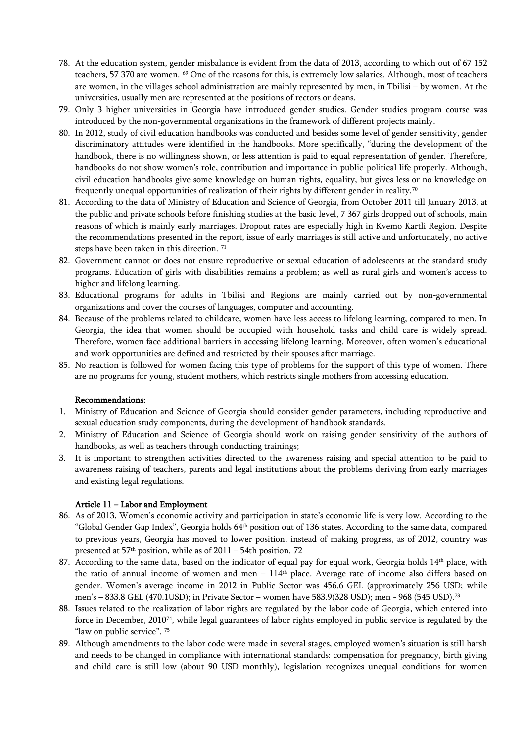78. At the education system, gender misbalance is evident from the data of 2013, according to which out of 67 152 teachers, 57 370 are women. [69] One of the reasons for this, is extremely low salaries. Although, most of teachers are women, in the villages school administration are mainly represented by men, in Tbilisi – by women. At the universities, usually men are represented at the positions of rectors or deans.
79. Only 3 higher universities in Georgia have introduced gender studies. Gender studies program course was introduced by the non-governmental organizations in the framework of different projects mainly.
80. In 2012, study of civil education handbooks was conducted and besides some level of gender sensitivity, gender discriminatory attitudes were identified in the handbooks. More specifically, "during the development of the handbook, there is no willingness shown, or less attention is paid to equal representation of gender. Therefore, handbooks do not show women's role, contribution and importance in public-political life properly. Although, civil education handbooks give some knowledge on human rights, equality, but gives less or no knowledge on frequently unequal opportunities of realization of their rights by different gender in reality.[70]
81. According to the data of Ministry of Education and Science of Georgia, from October 2011 till January 2013, at the public and private schools before finishing studies at the basic level, 7 367 girls dropped out of schools, main reasons of which is mainly early marriages. Dropout rates are especially high in Kvemo Kartli Region. Despite the recommendations presented in the report, issue of early marriages is still active and unfortunately, no active steps have been taken in this direction. [71]
82. Government cannot or does not ensure reproductive or sexual education of adolescents at the standard study programs. Education of girls with disabilities remains a problem; as well as rural girls and women's access to higher and lifelong learning.
83. Educational programs for adults in Tbilisi and Regions are mainly carried out by non-governmental organizations and cover the courses of languages, computer and accounting.
84. Because of the problems related to childcare, women have less access to lifelong learning, compared to men. In Georgia, the idea that women should be occupied with household tasks and child care is widely spread. Therefore, women face additional barriers in accessing lifelong learning. Moreover, often women's educational and work opportunities are defined and restricted by their spouses after marriage.
85. No reaction is followed for women facing this type of problems for the support of this type of women. There are no programs for young, student mothers, which restricts single mothers from accessing education.

**Recommendations:**

1. Ministry of Education and Science of Georgia should consider gender parameters, including reproductive and sexual education study components, during the development of handbook standards.
2. Ministry of Education and Science of Georgia should work on raising gender sensitivity of the authors of handbooks, as well as teachers through conducting trainings;
3. It is important to strengthen activities directed to the awareness raising and special attention to be paid to awareness raising of teachers, parents and legal institutions about the problems deriving from early marriages and existing legal regulations.

**Article 11 – Labor and Employment**

86. As of 2013, Women's economic activity and participation in state's economic life is very low. According to the "Global Gender Gap Index", Georgia holds 64th position out of 136 states. According to the same data, compared to previous years, Georgia has moved to lower position, instead of making progress, as of 2012, country was presented at 57th position, while as of 2011 – 54th position. 72
87. According to the same data, based on the indicator of equal pay for equal work, Georgia holds 14th place, with the ratio of annual income of women and men – 114th place. Average rate of income also differs based on gender. Women's average income in 2012 in Public Sector was 456.6 GEL (approximately 256 USD; while men's – 833.8 GEL (470.1USD); in Private Sector – women have 583.9(328 USD); men - 968 (545 USD).[73]
88. Issues related to the realization of labor rights are regulated by the labor code of Georgia, which entered into force in December, 2010[74], while legal guarantees of labor rights employed in public service is regulated by the "law on public service". [75]
89. Although amendments to the labor code were made in several stages, employed women's situation is still harsh and needs to be changed in compliance with international standards: compensation for pregnancy, birth giving and child care is still low (about 90 USD monthly), legislation recognizes unequal conditions for women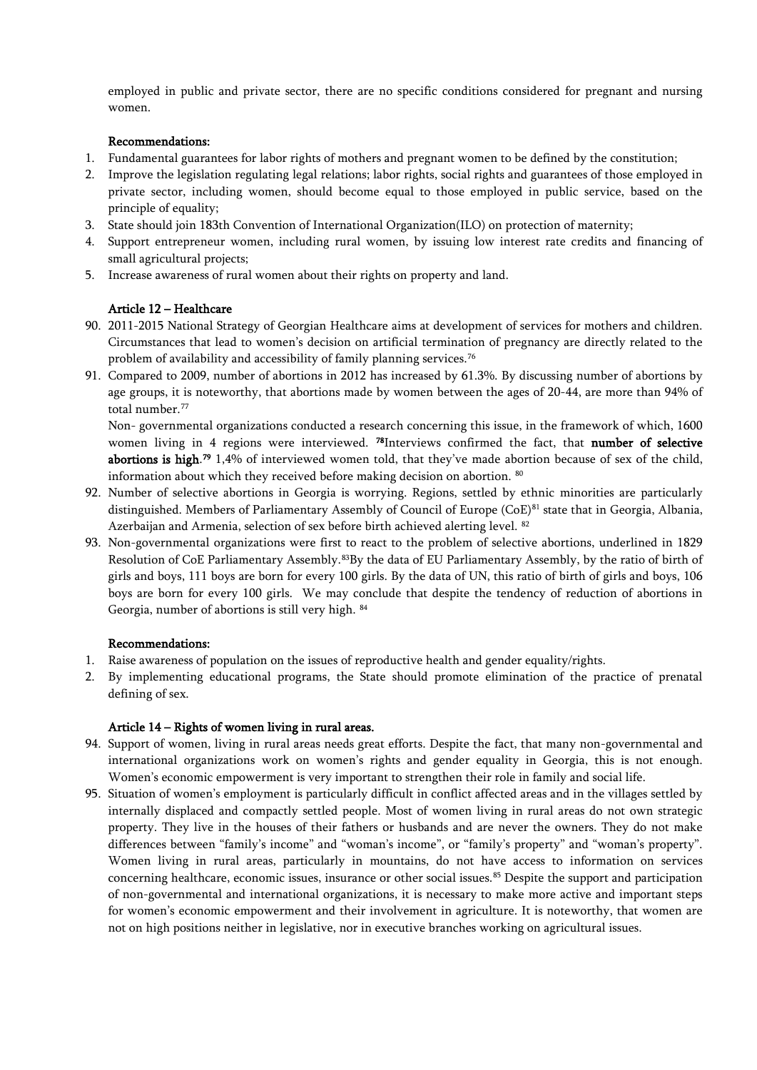employed in public and private sector, there are no specific conditions considered for pregnant and nursing women.

**Recommendations:**

1. Fundamental guarantees for labor rights of mothers and pregnant women to be defined by the constitution;
2. Improve the legislation regulating legal relations; labor rights, social rights and guarantees of those employed in private sector, including women, should become equal to those employed in public service, based on the principle of equality;
3. State should join 183th Convention of International Organization(ILO) on protection of maternity;
4. Support entrepreneur women, including rural women, by issuing low interest rate credits and financing of small agricultural projects;
5. Increase awareness of rural women about their rights on property and land.

### Article 12 – Healthcare

90. 2011-2015 National Strategy of Georgian Healthcare aims at development of services for mothers and children. Circumstances that lead to women's decision on artificial termination of pregnancy are directly related to the problem of availability and accessibility of family planning services.[76]

91. Compared to 2009, number of abortions in 2012 has increased by 61.3%. By discussing number of abortions by age groups, it is noteworthy, that abortions made by women between the ages of 20-44, are more than 94% of total number.[77]

    Non- governmental organizations conducted a research concerning this issue, in the framework of which, 1600 women living in 4 regions were interviewed. [78]Interviews confirmed the fact, that **number of selective abortions is high**.[79] 1,4% of interviewed women told, that they've made abortion because of sex of the child, information about which they received before making decision on abortion. [80]

92. Number of selective abortions in Georgia is worrying. Regions, settled by ethnic minorities are particularly distinguished. Members of Parliamentary Assembly of Council of Europe (CoE)[81] state that in Georgia, Albania, Azerbaijan and Armenia, selection of sex before birth achieved alerting level. [82]

93. Non-governmental organizations were first to react to the problem of selective abortions, underlined in 1829 Resolution of CoE Parliamentary Assembly.[83]By the data of EU Parliamentary Assembly, by the ratio of birth of girls and boys, 111 boys are born for every 100 girls. By the data of UN, this ratio of birth of girls and boys, 106 boys are born for every 100 girls. We may conclude that despite the tendency of reduction of abortions in Georgia, number of abortions is still very high. [84]

**Recommendations:**

1. Raise awareness of population on the issues of reproductive health and gender equality/rights.
2. By implementing educational programs, the State should promote elimination of the practice of prenatal defining of sex.

### Article 14 – Rights of women living in rural areas.

94. Support of women, living in rural areas needs great efforts. Despite the fact, that many non-governmental and international organizations work on women's rights and gender equality in Georgia, this is not enough. Women's economic empowerment is very important to strengthen their role in family and social life.

95. Situation of women's employment is particularly difficult in conflict affected areas and in the villages settled by internally displaced and compactly settled people. Most of women living in rural areas do not own strategic property. They live in the houses of their fathers or husbands and are never the owners. They do not make differences between "family's income" and "woman's income", or "family's property" and "woman's property". Women living in rural areas, particularly in mountains, do not have access to information on services concerning healthcare, economic issues, insurance or other social issues.[85] Despite the support and participation of non-governmental and international organizations, it is necessary to make more active and important steps for women's economic empowerment and their involvement in agriculture. It is noteworthy, that women are not on high positions neither in legislative, nor in executive branches working on agricultural issues.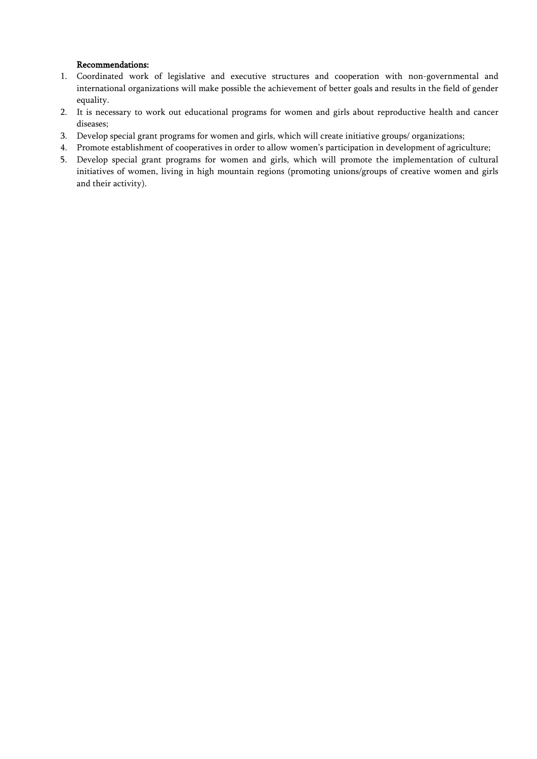**Recommendations:**

1. Coordinated work of legislative and executive structures and cooperation with non-governmental and international organizations will make possible the achievement of better goals and results in the field of gender equality.
2. It is necessary to work out educational programs for women and girls about reproductive health and cancer diseases;
3. Develop special grant programs for women and girls, which will create initiative groups/ organizations;
4. Promote establishment of cooperatives in order to allow women's participation in development of agriculture;
5. Develop special grant programs for women and girls, which will promote the implementation of cultural initiatives of women, living in high mountain regions (promoting unions/groups of creative women and girls and their activity).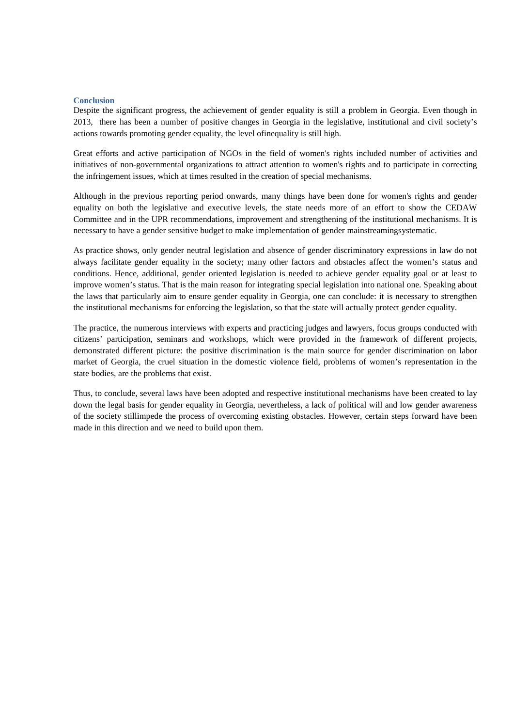## Conclusion

Despite the significant progress, the achievement of gender equality is still a problem in Georgia. Even though in 2013, there has been a number of positive changes in Georgia in the legislative, institutional and civil society's actions towards promoting gender equality, the level ofinequality is still high.

Great efforts and active participation of NGOs in the field of women's rights included number of activities and initiatives of non-governmental organizations to attract attention to women's rights and to participate in correcting the infringement issues, which at times resulted in the creation of special mechanisms.

Although in the previous reporting period onwards, many things have been done for women's rights and gender equality on both the legislative and executive levels, the state needs more of an effort to show the CEDAW Committee and in the UPR recommendations, improvement and strengthening of the institutional mechanisms. It is necessary to have a gender sensitive budget to make implementation of gender mainstreamingsystematic.

As practice shows, only gender neutral legislation and absence of gender discriminatory expressions in law do not always facilitate gender equality in the society; many other factors and obstacles affect the women's status and conditions. Hence, additional, gender oriented legislation is needed to achieve gender equality goal or at least to improve women's status. That is the main reason for integrating special legislation into national one. Speaking about the laws that particularly aim to ensure gender equality in Georgia, one can conclude: it is necessary to strengthen the institutional mechanisms for enforcing the legislation, so that the state will actually protect gender equality.

The practice, the numerous interviews with experts and practicing judges and lawyers, focus groups conducted with citizens' participation, seminars and workshops, which were provided in the framework of different projects, demonstrated different picture: the positive discrimination is the main source for gender discrimination on labor market of Georgia, the cruel situation in the domestic violence field, problems of women's representation in the state bodies, are the problems that exist.

Thus, to conclude, several laws have been adopted and respective institutional mechanisms have been created to lay down the legal basis for gender equality in Georgia, nevertheless, a lack of political will and low gender awareness of the society stillimpede the process of overcoming existing obstacles. However, certain steps forward have been made in this direction and we need to build upon them.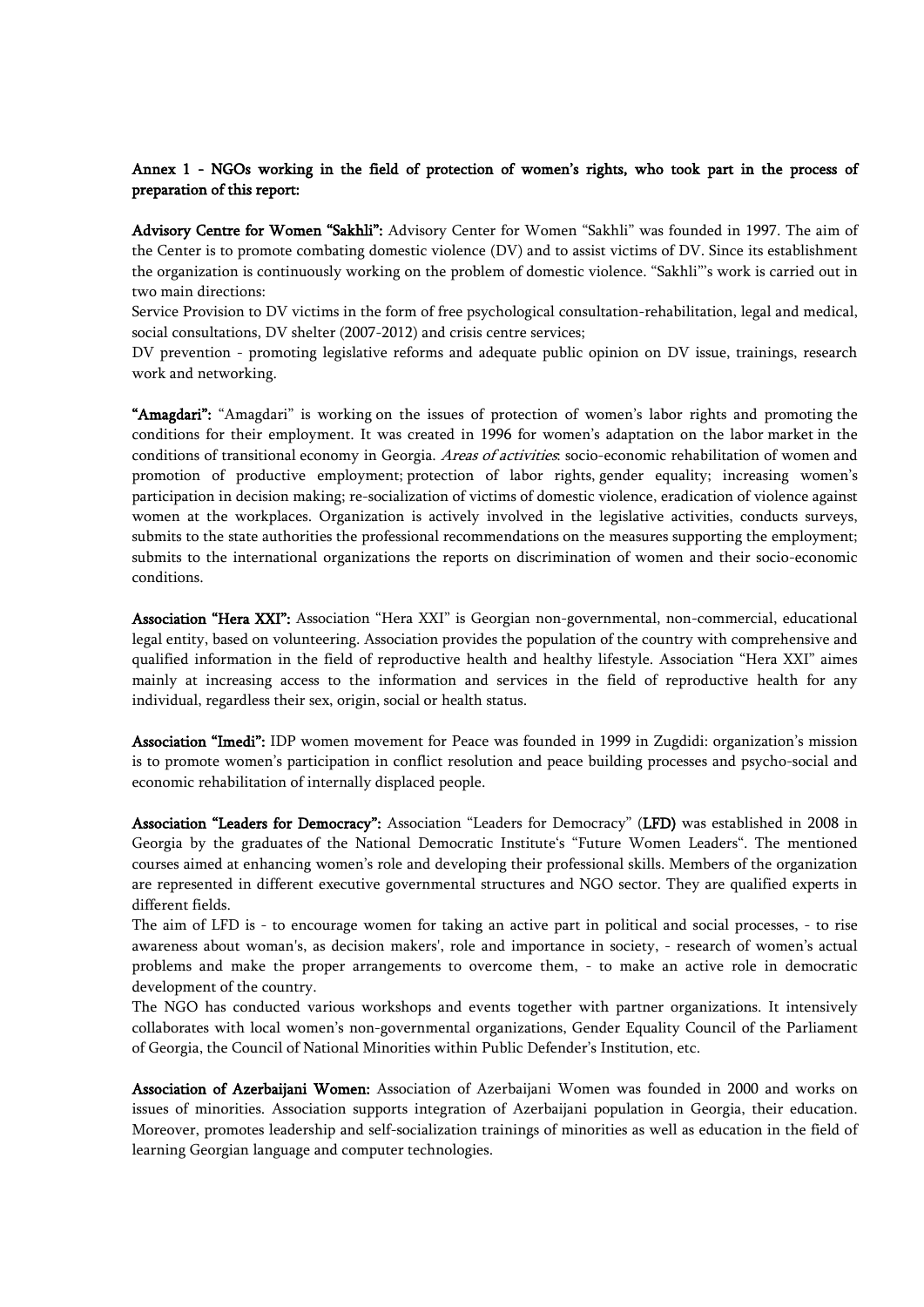**Annex 1 - NGOs working in the field of protection of women's rights, who took part in the process of preparation of this report:**

**Advisory Centre for Women "Sakhli":** Advisory Center for Women "Sakhli" was founded in 1997. The aim of the Center is to promote combating domestic violence (DV) and to assist victims of DV. Since its establishment the organization is continuously working on the problem of domestic violence. "Sakhli"'s work is carried out in two main directions:

Service Provision to DV victims in the form of free psychological consultation-rehabilitation, legal and medical, social consultations, DV shelter (2007-2012) and crisis centre services;

DV prevention - promoting legislative reforms and adequate public opinion on DV issue, trainings, research work and networking.

**"Amagdari":** "Amagdari" is working on the issues of protection of women's labor rights and promoting the conditions for their employment. It was created in 1996 for women's adaptation on the labor market in the conditions of transitional economy in Georgia. *Areas of activities*: socio-economic rehabilitation of women and promotion of productive employment; protection of labor rights, gender equality; increasing women's participation in decision making; re-socialization of victims of domestic violence, eradication of violence against women at the workplaces. Organization is actively involved in the legislative activities, conducts surveys, submits to the state authorities the professional recommendations on the measures supporting the employment; submits to the international organizations the reports on discrimination of women and their socio-economic conditions.

**Association "Hera XXI":** Association "Hera XXI" is Georgian non-governmental, non-commercial, educational legal entity, based on volunteering. Association provides the population of the country with comprehensive and qualified information in the field of reproductive health and healthy lifestyle. Association "Hera XXI" aimes mainly at increasing access to the information and services in the field of reproductive health for any individual, regardless their sex, origin, social or health status.

**Association "Imedi":** IDP women movement for Peace was founded in 1999 in Zugdidi: organization's mission is to promote women's participation in conflict resolution and peace building processes and psycho-social and economic rehabilitation of internally displaced people.

**Association "Leaders for Democracy":** Association "Leaders for Democracy" (**LFD)** was established in 2008 in Georgia by the graduates of the National Democratic Institute's "Future Women Leaders". The mentioned courses aimed at enhancing women's role and developing their professional skills. Members of the organization are represented in different executive governmental structures and NGO sector. They are qualified experts in different fields.

The aim of LFD is - to encourage women for taking an active part in political and social processes, - to rise awareness about woman's, as decision makers', role and importance in society, - research of women's actual problems and make the proper arrangements to overcome them, - to make an active role in democratic development of the country.

The NGO has conducted various workshops and events together with partner organizations. It intensively collaborates with local women's non-governmental organizations, Gender Equality Council of the Parliament of Georgia, the Council of National Minorities within Public Defender's Institution, etc.

**Association of Azerbaijani Women:** Association of Azerbaijani Women was founded in 2000 and works on issues of minorities. Association supports integration of Azerbaijani population in Georgia, their education. Moreover, promotes leadership and self-socialization trainings of minorities as well as education in the field of learning Georgian language and computer technologies.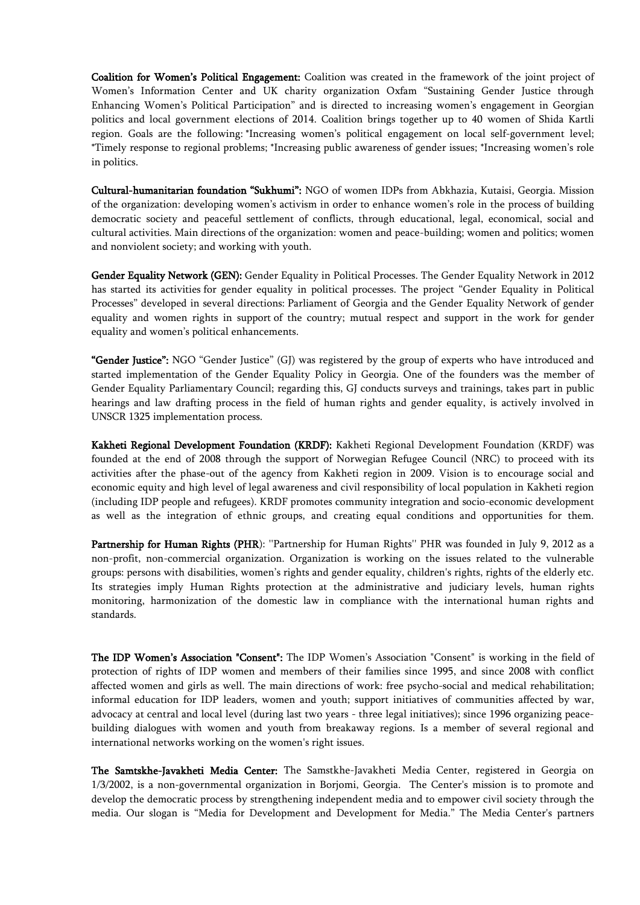**Coalition for Women's Political Engagement:** Coalition was created in the framework of the joint project of Women's Information Center and UK charity organization Oxfam "Sustaining Gender Justice through Enhancing Women's Political Participation" and is directed to increasing women's engagement in Georgian politics and local government elections of 2014. Coalition brings together up to 40 women of Shida Kartli region. Goals are the following: *Increasing women's political engagement on local self-government level; *Timely response to regional problems; *Increasing public awareness of gender issues; *Increasing women's role in politics.

**Cultural-humanitarian foundation "Sukhumi":** NGO of women IDPs from Abkhazia, Kutaisi, Georgia. Mission of the organization: developing women's activism in order to enhance women's role in the process of building democratic society and peaceful settlement of conflicts, through educational, legal, economical, social and cultural activities. Main directions of the organization: women and peace-building; women and politics; women and nonviolent society; and working with youth.

**Gender Equality Network (GEN):** Gender Equality in Political Processes. The Gender Equality Network in 2012 has started its activities for gender equality in political processes. The project "Gender Equality in Political Processes" developed in several directions: Parliament of Georgia and the Gender Equality Network of gender equality and women rights in support of the country; mutual respect and support in the work for gender equality and women's political enhancements.

**"Gender Justice":** NGO "Gender Justice" (GJ) was registered by the group of experts who have introduced and started implementation of the Gender Equality Policy in Georgia. One of the founders was the member of Gender Equality Parliamentary Council; regarding this, GJ conducts surveys and trainings, takes part in public hearings and law drafting process in the field of human rights and gender equality, is actively involved in UNSCR 1325 implementation process.

**Kakheti Regional Development Foundation (KRDF):** Kakheti Regional Development Foundation (KRDF) was founded at the end of 2008 through the support of Norwegian Refugee Council (NRC) to proceed with its activities after the phase-out of the agency from Kakheti region in 2009. Vision is to encourage social and economic equity and high level of legal awareness and civil responsibility of local population in Kakheti region (including IDP people and refugees). KRDF promotes community integration and socio-economic development as well as the integration of ethnic groups, and creating equal conditions and opportunities for them.

**Partnership for Human Rights (PHR**): ''Partnership for Human Rights'' PHR was founded in July 9, 2012 as a non-profit, non-commercial organization. Organization is working on the issues related to the vulnerable groups: persons with disabilities, women's rights and gender equality, children's rights, rights of the elderly etc. Its strategies imply Human Rights protection at the administrative and judiciary levels, human rights monitoring, harmonization of the domestic law in compliance with the international human rights and standards.

**The IDP Women's Association "Consent":** The IDP Women's Association "Consent" is working in the field of protection of rights of IDP women and members of their families since 1995, and since 2008 with conflict affected women and girls as well. The main directions of work: free psycho-social and medical rehabilitation; informal education for IDP leaders, women and youth; support initiatives of communities affected by war, advocacy at central and local level (during last two years - three legal initiatives); since 1996 organizing peace-building dialogues with women and youth from breakaway regions. Is a member of several regional and international networks working on the women's right issues.

**The Samtskhe-Javakheti Media Center:** The Samstkhe-Javakheti Media Center, registered in Georgia on 1/3/2002, is a non-governmental organization in Borjomi, Georgia. The Center's mission is to promote and develop the democratic process by strengthening independent media and to empower civil society through the media. Our slogan is "Media for Development and Development for Media." The Media Center's partners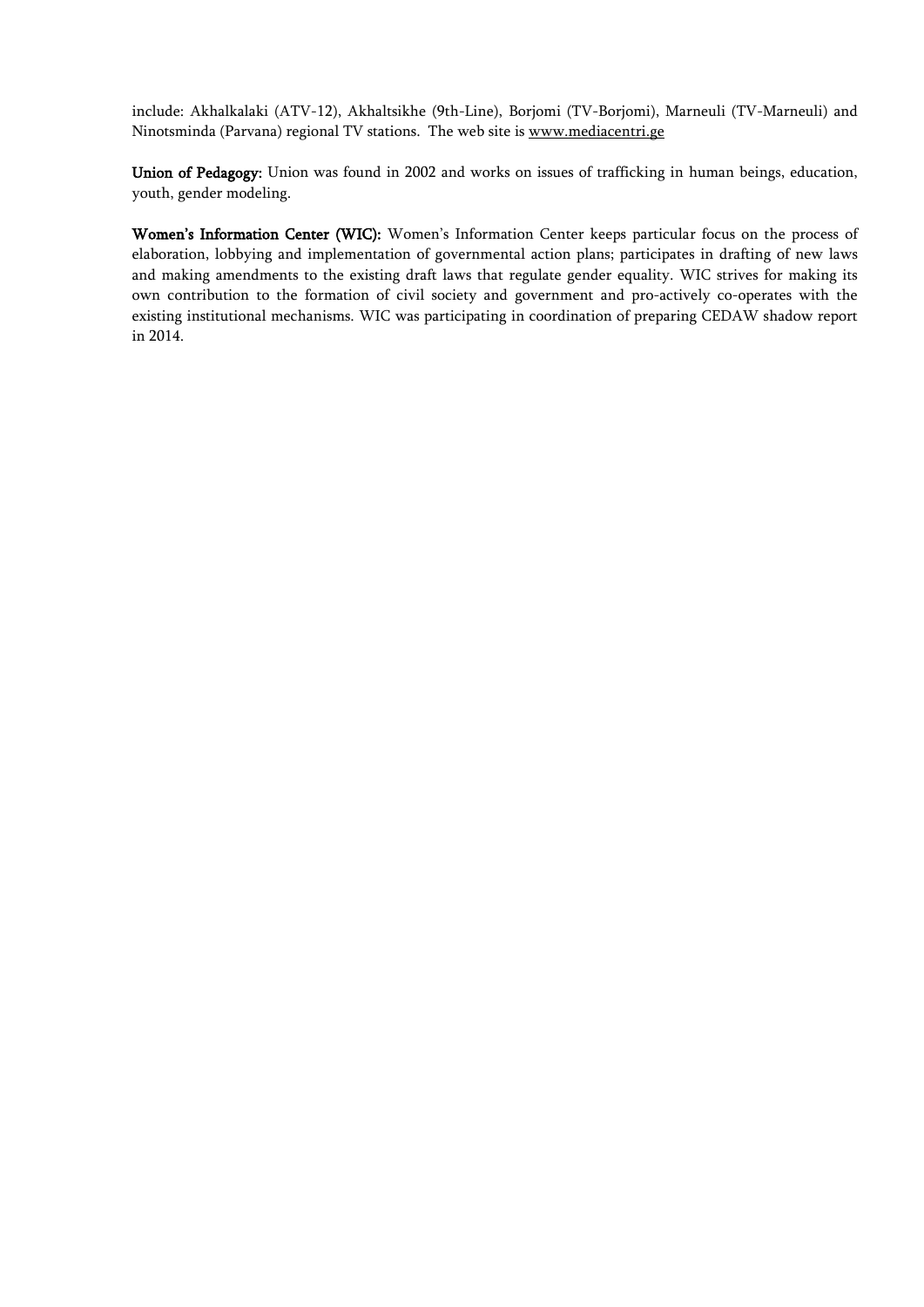include: Akhalkalaki (ATV-12), Akhaltsikhe (9th-Line), Borjomi (TV-Borjomi), Marneuli (TV-Marneuli) and Ninotsminda (Parvana) regional TV stations. The web site is www.mediacentri.ge

**Union of Pedagogy:** Union was found in 2002 and works on issues of trafficking in human beings, education, youth, gender modeling.

**Women's Information Center (WIC):** Women's Information Center keeps particular focus on the process of elaboration, lobbying and implementation of governmental action plans; participates in drafting of new laws and making amendments to the existing draft laws that regulate gender equality. WIC strives for making its own contribution to the formation of civil society and government and pro-actively co-operates with the existing institutional mechanisms. WIC was participating in coordination of preparing CEDAW shadow report in 2014.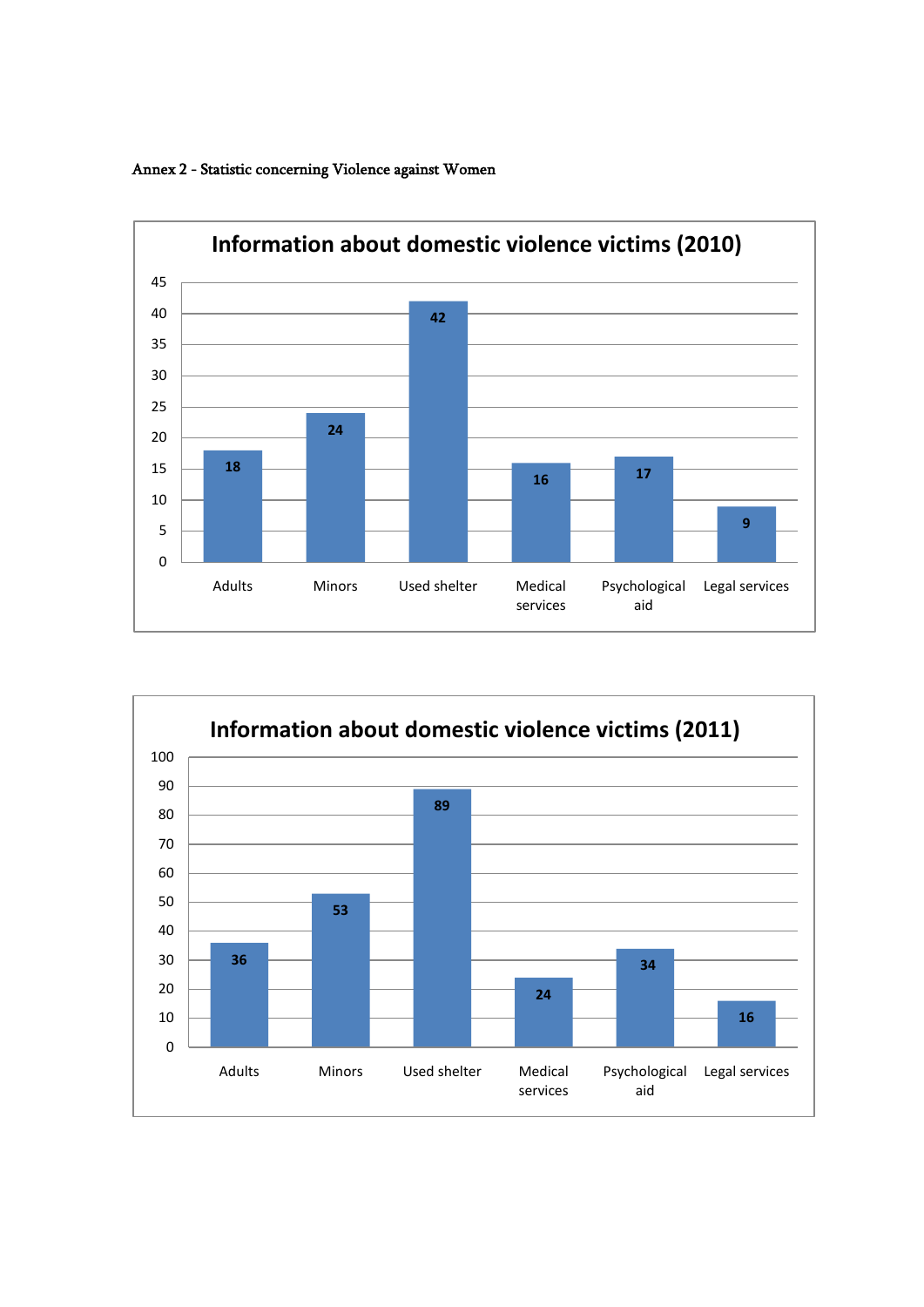Annex 2 - Statistic concerning Violence against Women

**Information about domestic violence victims (2010)**

| Adults | Minors | Used shelter | Medical services | Psychological aid | Legal services |
|---|---|---|---|---|---|
| 18 | 24 | 42 | 16 | 17 | 9 |

**Information about domestic violence victims (2011)**

| Adults | Minors | Used shelter | Medical services | Psychological aid | Legal services |
|---|---|---|---|---|---|
| 36 | 53 | 89 | 24 | 34 | 16 |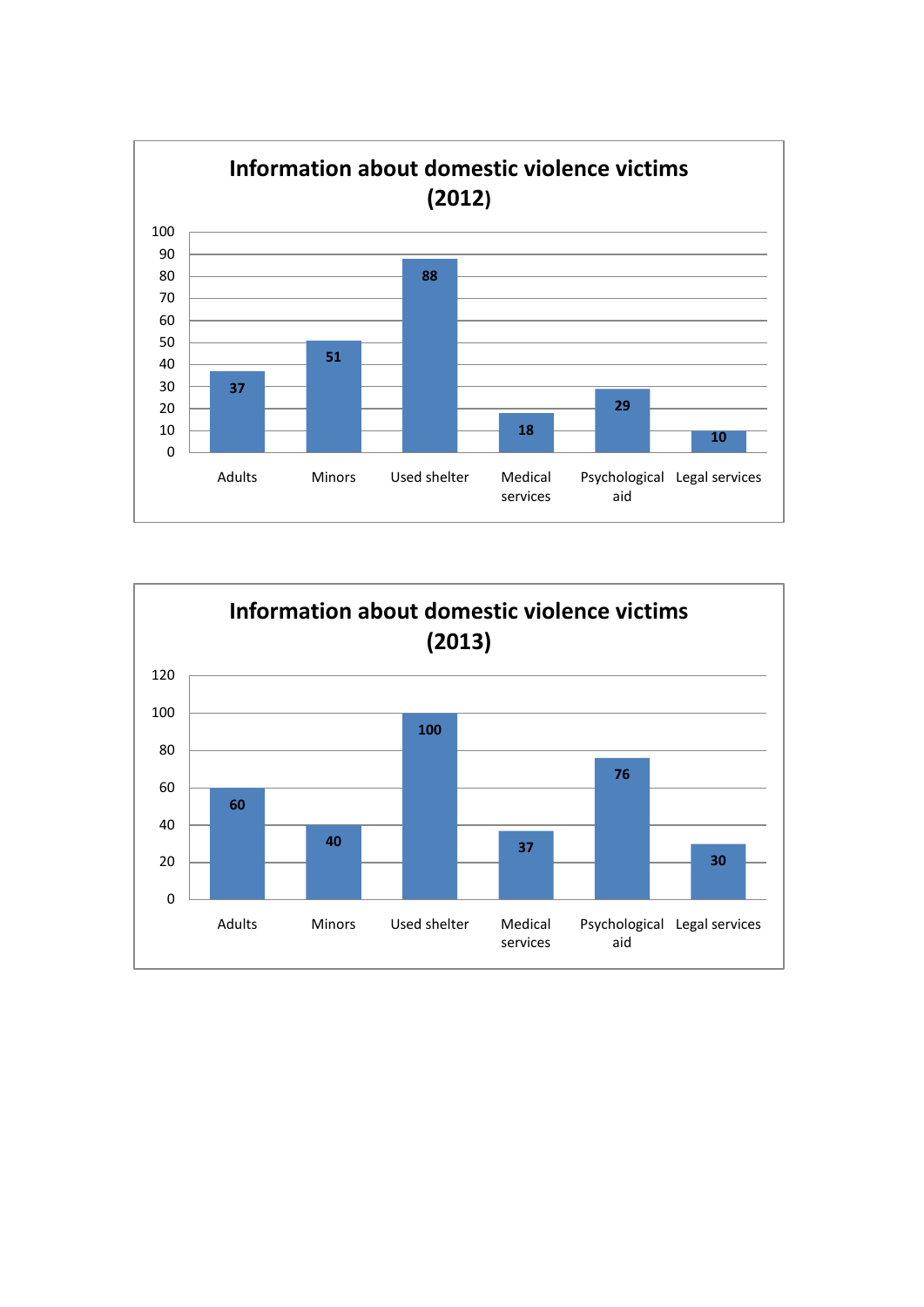**Information about domestic violence victims (2012)**

| Adults | Minors | Used shelter | Medical services | Psychological aid | Legal services |
|---|---|---|---|---|---|
| 37 | 51 | 88 | 18 | 29 | 10 |

**Information about domestic violence victims (2013)**

| Adults | Minors | Used shelter | Medical services | Psychological aid | Legal services |
|---|---|---|---|---|---|
| 60 | 40 | 100 | 37 | 76 | 30 |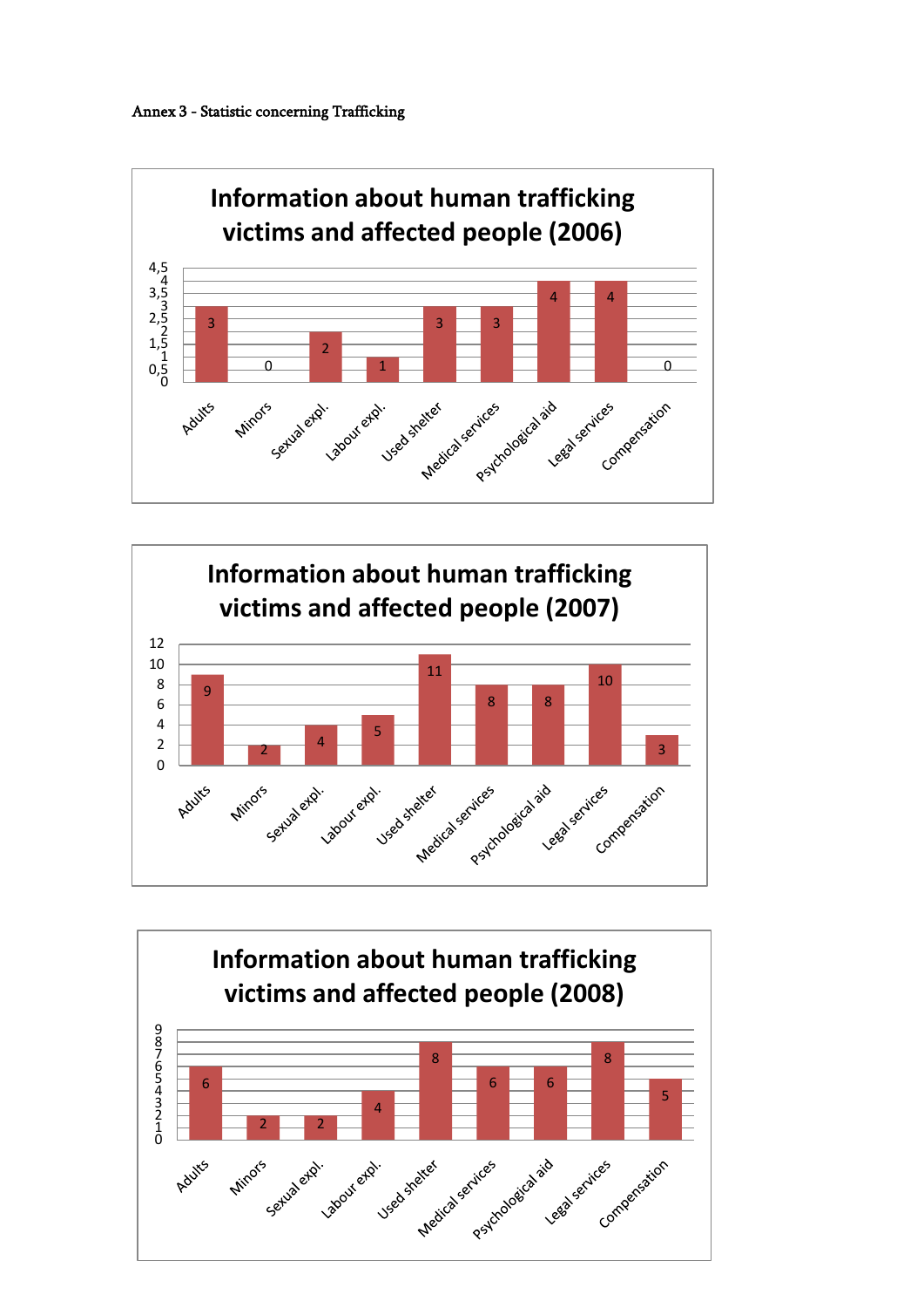Annex 3 - Statistic concerning Trafficking

**Information about human trafficking victims and affected people (2006)**

| Category | Value |
|---|---|
| Adults | 3 |
| Minors | 0 |
| Sexual expl. | 2 |
| Labour expl. | 1 |
| Used shelter | 3 |
| Medical services | 3 |
| Psychological aid | 4 |
| Legal services | 4 |
| Compensation | 0 |

**Information about human trafficking victims and affected people (2007)**

| Category | Value |
|---|---|
| Adults | 9 |
| Minors | 2 |
| Sexual expl. | 4 |
| Labour expl. | 5 |
| Used shelter | 11 |
| Medical services | 8 |
| Psychological aid | 8 |
| Legal services | 10 |
| Compensation | 3 |

**Information about human trafficking victims and affected people (2008)**

| Category | Value |
|---|---|
| Adults | 6 |
| Minors | 2 |
| Sexual expl. | 2 |
| Labour expl. | 4 |
| Used shelter | 8 |
| Medical services | 6 |
| Psychological aid | 6 |
| Legal services | 8 |
| Compensation | 5 |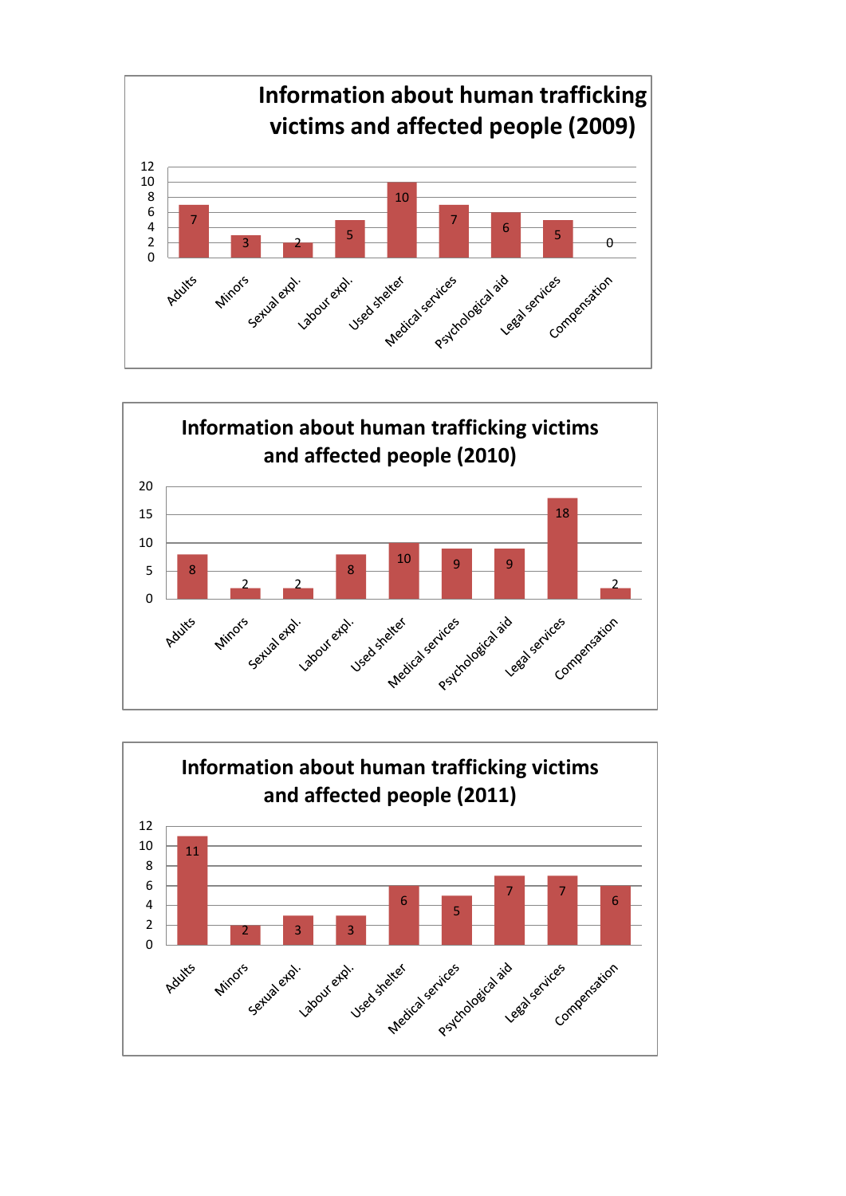## Information about human trafficking victims and affected people (2009)

| Category | Value |
|---|---|
| Adults | 7 |
| Minors | 3 |
| Sexual expl. | 2 |
| Labour expl. | 5 |
| Used shelter | 10 |
| Medical services | 7 |
| Psychological aid | 6 |
| Legal services | 5 |
| Compensation | 0 |

## Information about human trafficking victims and affected people (2010)

| Category | Value |
|---|---|
| Adults | 8 |
| Minors | 2 |
| Sexual expl. | 2 |
| Labour expl. | 8 |
| Used shelter | 10 |
| Medical services | 9 |
| Psychological aid | 9 |
| Legal services | 18 |
| Compensation | 2 |

## Information about human trafficking victims and affected people (2011)

| Category | Value |
|---|---|
| Adults | 11 |
| Minors | 2 |
| Sexual expl. | 3 |
| Labour expl. | 3 |
| Used shelter | 6 |
| Medical services | 5 |
| Psychological aid | 7 |
| Legal services | 7 |
| Compensation | 6 |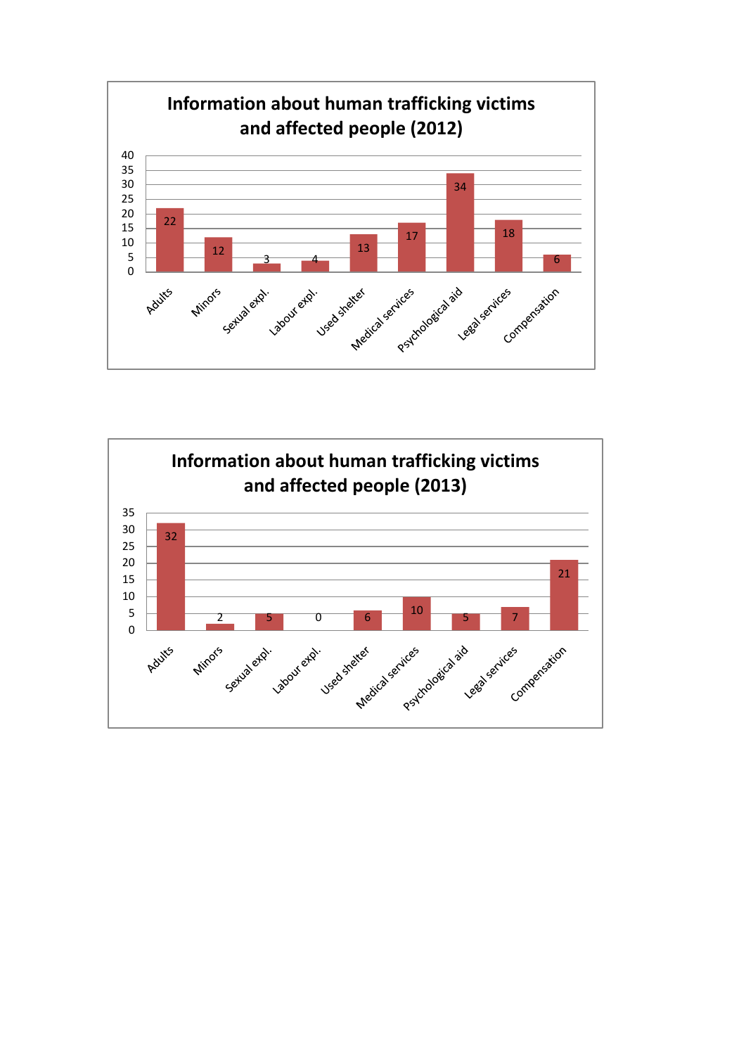**Information about human trafficking victims and affected people (2012)**

| Category | Value |
|---|---|
| Adults | 22 |
| Minors | 12 |
| Sexual expl. | 3 |
| Labour expl. | 4 |
| Used shelter | 13 |
| Medical services | 17 |
| Psychological aid | 34 |
| Legal services | 18 |
| Compensation | 6 |

**Information about human trafficking victims and affected people (2013)**

| Category | Value |
|---|---|
| Adults | 32 |
| Minors | 2 |
| Sexual expl. | 5 |
| Labour expl. | 0 |
| Used shelter | 6 |
| Medical services | 10 |
| Psychological aid | 5 |
| Legal services | 7 |
| Compensation | 21 |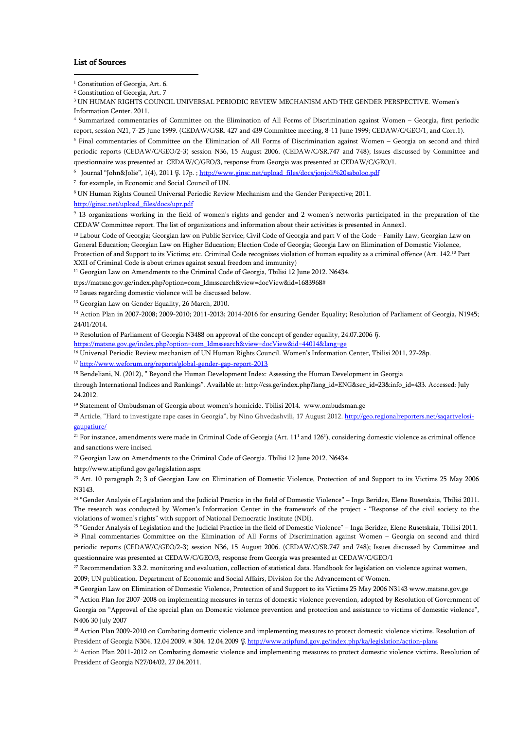## List of Sources

[1] Constitution of Georgia, Art. 6.

[2] Constitution of Georgia, Art. 7

[3] UN HUMAN RIGHTS COUNCIL UNIVERSAL PERIODIC REVIEW MECHANISM AND THE GENDER PERSPECTIVE. Women's Information Center. 2011.

[4] Summarized commentaries of Committee on the Elimination of All Forms of Discrimination against Women – Georgia, first periodic report, session N21, 7-25 June 1999. (CEDAW/C/SR. 427 and 439 Committee meeting, 8-11 June 1999; CEDAW/C/GEO/1, and Corr.1).

[5] Final commentaries of Committee on the Elimination of All Forms of Discrimination against Women – Georgia on second and third periodic reports (CEDAW/C/GEO/2-3) session N36, 15 August 2006. (CEDAW/C/SR.747 and 748); Issues discussed by Committee and questionnaire was presented at CEDAW/C/GEO/3, response from Georgia was presented at CEDAW/C/GEO/1.

[6] Journal "John&Jolie", 1(4), 2011 წ. 17p. ; http://www.ginsc.net/upload_files/docs/jonjoli%20saboloo.pdf

[7] for example, in Economic and Social Council of UN.

[8] UN Human Rights Council Universal Periodic Review Mechanism and the Gender Perspective; 2011. http://ginsc.net/upload_files/docs/upr.pdf

[9] 13 organizations working in the field of women's rights and gender and 2 women's networks participated in the preparation of the CEDAW Committee report. The list of organizations and information about their activities is presented in Annex1.

[10] Labour Code of Georgia; Georgian law on Public Service; Civil Code of Georgia and part V of the Code – Family Law; Georgian Law on General Education; Georgian Law on Higher Education; Election Code of Georgia; Georgia Law on Elimination of Domestic Violence, Protection of and Support to its Victims; etc. Criminal Code recognizes violation of human equality as a criminal offence (Art. 142.[10] Part XXII of Criminal Code is about crimes against sexual freedom and immunity)

[11] Georgian Law on Amendments to the Criminal Code of Georgia, Tbilisi 12 June 2012. N6434. ttps://matsne.gov.ge/index.php?option=com_ldmssearch&view=docView&id=1683968#

[12] Issues regarding domestic violence will be discussed below.

[13] Georgian Law on Gender Equality, 26 March, 2010.

[14] Action Plan in 2007-2008; 2009-2010; 2011-2013; 2014-2016 for ensuring Gender Equality; Resolution of Parliament of Georgia, N1945; 24/01/2014.

[15] Resolution of Parliament of Georgia N3488 on approval of the concept of gender equality, 24.07.2006 წ. https://matsne.gov.ge/index.php?option=com_ldmssearch&view=docView&id=44014&lang=ge

[16] Universal Periodic Review mechanism of UN Human Rights Council. Women's Information Center, Tbilisi 2011, 27-28p.

[17] http://www.weforum.org/reports/global-gender-gap-report-2013

[18] Bendeliani, N. (2012), " Beyond the Human Development Index: Assessing the Human Development in Georgia through International Indices and Rankings". Available at: http://css.ge/index.php?lang_id=ENG&sec_id=23&info_id=433. Accessed: July 24.2012.

[19] Statement of Ombudsman of Georgia about women's homicide. Tbilisi 2014. www.ombudsman.ge

[20] Article, "Hard to investigate rape cases in Georgia", by Nino Ghvedashvili, 17 August 2012. http://geo.regionalreporters.net/saqartvelosi-gaupatiure/

[21] For instance, amendments were made in Criminal Code of Georgia (Art. 11[1] and 126[1]), considering domestic violence as criminal offence and sanctions were incised.

[22] Georgian Law on Amendments to the Criminal Code of Georgia. Tbilisi 12 June 2012. N6434. http://www.atipfund.gov.ge/legislation.aspx

[23] Art. 10 paragraph 2; 3 of Georgian Law on Elimination of Domestic Violence, Protection of and Support to its Victims 25 May 2006 N3143.

[24] "Gender Analysis of Legislation and the Judicial Practice in the field of Domestic Violence" – Inga Beridze, Elene Rusetskaia, Tbilisi 2011. The research was conducted by Women's Information Center in the framework of the project - "Response of the civil society to the violations of women's rights" with support of National Democratic Institute (NDI).

[25] "Gender Analysis of Legislation and the Judicial Practice in the field of Domestic Violence" – Inga Beridze, Elene Rusetskaia, Tbilisi 2011.

[26] Final commentaries Committee on the Elimination of All Forms of Discrimination against Women – Georgia on second and third periodic reports (CEDAW/C/GEO/2-3) session N36, 15 August 2006. (CEDAW/C/SR.747 and 748); Issues discussed by Committee and questionnaire was presented at CEDAW/C/GEO/3, response from Georgia was presented at CEDAW/C/GEO/1

[27] Recommendation 3.3.2. monitoring and evaluation, collection of statistical data. Handbook for legislation on violence against women, 2009; UN publication. Department of Economic and Social Affairs, Division for the Advancement of Women.

[28] Georgian Law on Elimination of Domestic Violence, Protection of and Support to its Victims 25 May 2006 N3143 www.matsne.gov.ge

[29] Action Plan for 2007-2008 on implementing measures in terms of domestic violence prevention, adopted by Resolution of Government of Georgia on "Approval of the special plan on Domestic violence prevention and protection and assistance to victims of domestic violence", N406 30 July 2007

[30] Action Plan 2009-2010 on Combating domestic violence and implementing measures to protect domestic violence victims. Resolution of President of Georgia N304, 12.04.2009. # 304. 12.04.2009 წ. http://www.atipfund.gov.ge/index.php/ka/legislation/action-plans

[31] Action Plan 2011-2012 on Combating domestic violence and implementing measures to protect domestic violence victims. Resolution of President of Georgia N27/04/02, 27.04.2011.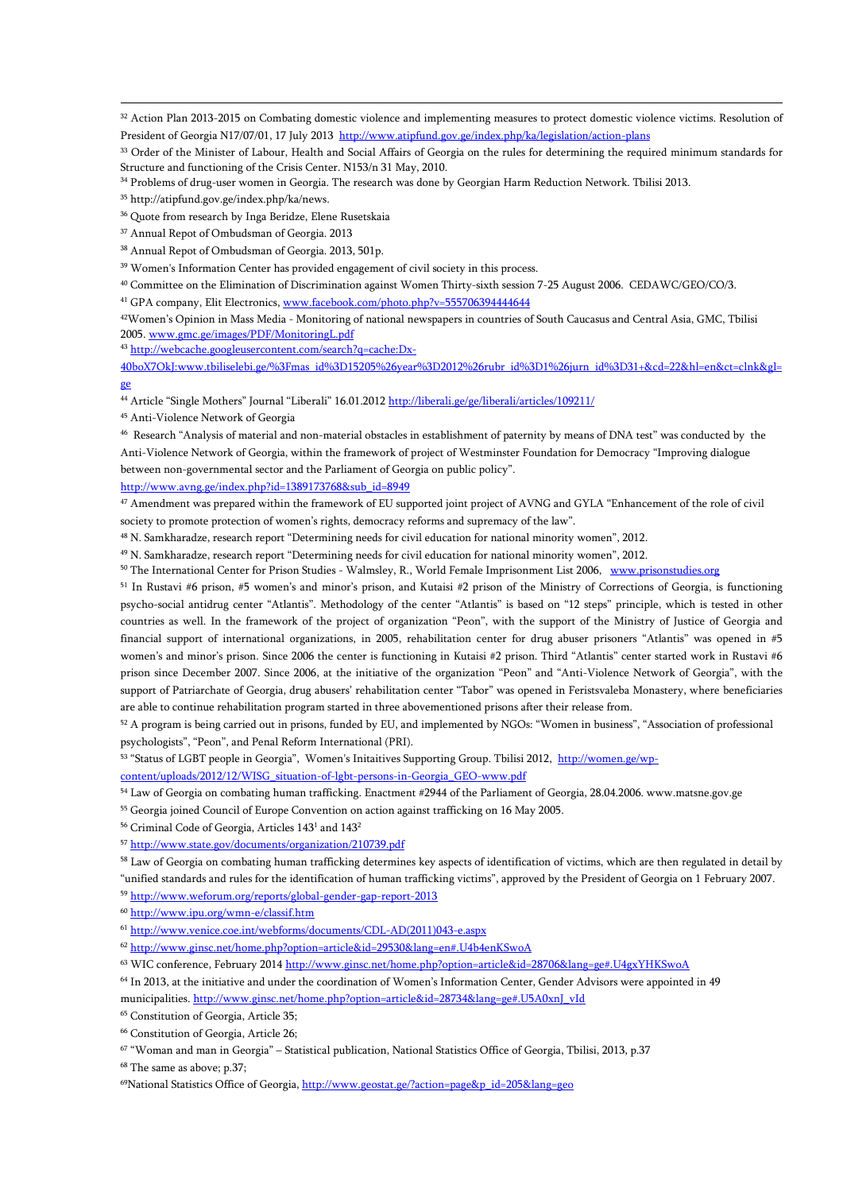[32] Action Plan 2013-2015 on Combating domestic violence and implementing measures to protect domestic violence victims. Resolution of President of Georgia N17/07/01, 17 July 2013 http://www.atipfund.gov.ge/index.php/ka/legislation/action-plans

[33] Order of the Minister of Labour, Health and Social Affairs of Georgia on the rules for determining the required minimum standards for Structure and functioning of the Crisis Center. N153/n 31 May, 2010.

[34] Problems of drug-user women in Georgia. The research was done by Georgian Harm Reduction Network. Tbilisi 2013.

[35] http://atipfund.gov.ge/index.php/ka/news.

[36] Quote from research by Inga Beridze, Elene Rusetskaia

[37] Annual Repot of Ombudsman of Georgia. 2013

[38] Annual Repot of Ombudsman of Georgia. 2013, 501p.

[39] Women's Information Center has provided engagement of civil society in this process.

[40] Committee on the Elimination of Discrimination against Women Thirty-sixth session 7-25 August 2006. CEDAWC/GEO/CO/3.

[41] GPA company, Elit Electronics, www.facebook.com/photo.php?v=555706394444644

[42] Women's Opinion in Mass Media - Monitoring of national newspapers in countries of South Caucasus and Central Asia, GMC, Tbilisi 2005. www.gmc.ge/images/PDF/MonitoringL.pdf

[43] http://webcache.googleusercontent.com/search?q=cache:Dx-40boX7OkJ:www.tbiliselebi.ge/%3Fmas_id%3D15205%26year%3D2012%26rubr_id%3D1%26jurn_id%3D31+&cd=22&hl=en&ct=clnk&gl=ge

[44] Article "Single Mothers" Journal "Liberali" 16.01.2012 http://liberali.ge/ge/liberali/articles/109211/

[45] Anti-Violence Network of Georgia

[46] Research "Analysis of material and non-material obstacles in establishment of paternity by means of DNA test" was conducted by the Anti-Violence Network of Georgia, within the framework of project of Westminster Foundation for Democracy "Improving dialogue between non-governmental sector and the Parliament of Georgia on public policy". http://www.avng.ge/index.php?id=1389173768&sub_id=8949

[47] Amendment was prepared within the framework of EU supported joint project of AVNG and GYLA "Enhancement of the role of civil society to promote protection of women's rights, democracy reforms and supremacy of the law".

[48] N. Samkharadze, research report "Determining needs for civil education for national minority women", 2012.

[49] N. Samkharadze, research report "Determining needs for civil education for national minority women", 2012.

[50] The International Center for Prison Studies - Walmsley, R., World Female Imprisonment List 2006, www.prisonstudies.org

[51] In Rustavi #6 prison, #5 women's and minor's prison, and Kutaisi #2 prison of the Ministry of Corrections of Georgia, is functioning psycho-social antidrug center "Atlantis". Methodology of the center "Atlantis" is based on "12 steps" principle, which is tested in other countries as well. In the framework of the project of organization "Peon", with the support of the Ministry of Justice of Georgia and financial support of international organizations, in 2005, rehabilitation center for drug abuser prisoners "Atlantis" was opened in #5 women's and minor's prison. Since 2006 the center is functioning in Kutaisi #2 prison. Third "Atlantis" center started work in Rustavi #6 prison since December 2007. Since 2006, at the initiative of the organization "Peon" and "Anti-Violence Network of Georgia", with the support of Patriarchate of Georgia, drug abusers' rehabilitation center "Tabor" was opened in Feristsvaleba Monastery, where beneficiaries are able to continue rehabilitation program started in three abovementioned prisons after their release from.

[52] A program is being carried out in prisons, funded by EU, and implemented by NGOs: "Women in business", "Association of professional psychologists", "Peon", and Penal Reform International (PRI).

[53] "Status of LGBT people in Georgia", Women's Initaitives Supporting Group. Tbilisi 2012, http://women.ge/wp-content/uploads/2012/12/WISG_situation-of-lgbt-persons-in-Georgia_GEO-www.pdf

[54] Law of Georgia on combating human trafficking. Enactment #2944 of the Parliament of Georgia, 28.04.2006. www.matsne.gov.ge

[55] Georgia joined Council of Europe Convention on action against trafficking on 16 May 2005.

[56] Criminal Code of Georgia, Articles 143[1] and 143[2]

[57] http://www.state.gov/documents/organization/210739.pdf

[58] Law of Georgia on combating human trafficking determines key aspects of identification of victims, which are then regulated in detail by "unified standards and rules for the identification of human trafficking victims", approved by the President of Georgia on 1 February 2007.

[59] http://www.weforum.org/reports/global-gender-gap-report-2013

[60] http://www.ipu.org/wmn-e/classif.htm

[61] http://www.venice.coe.int/webforms/documents/CDL-AD(2011)043-e.aspx

[62] http://www.ginsc.net/home.php?option=article&id=29530&lang=en#.U4b4enKSwoA

[63] WIC conference, February 2014 http://www.ginsc.net/home.php?option=article&id=28706&lang=ge#.U4gxYHKSwoA

[64] In 2013, at the initiative and under the coordination of Women's Information Center, Gender Advisors were appointed in 49 municipalities. http://www.ginsc.net/home.php?option=article&id=28734&lang=ge#.U5A0xnJ_vId

[65] Constitution of Georgia, Article 35;

[66] Constitution of Georgia, Article 26;

[67] "Woman and man in Georgia" – Statistical publication, National Statistics Office of Georgia, Tbilisi, 2013, p.37

[68] The same as above; p.37;

[69] National Statistics Office of Georgia, http://www.geostat.ge/?action=page&p_id=205&lang=geo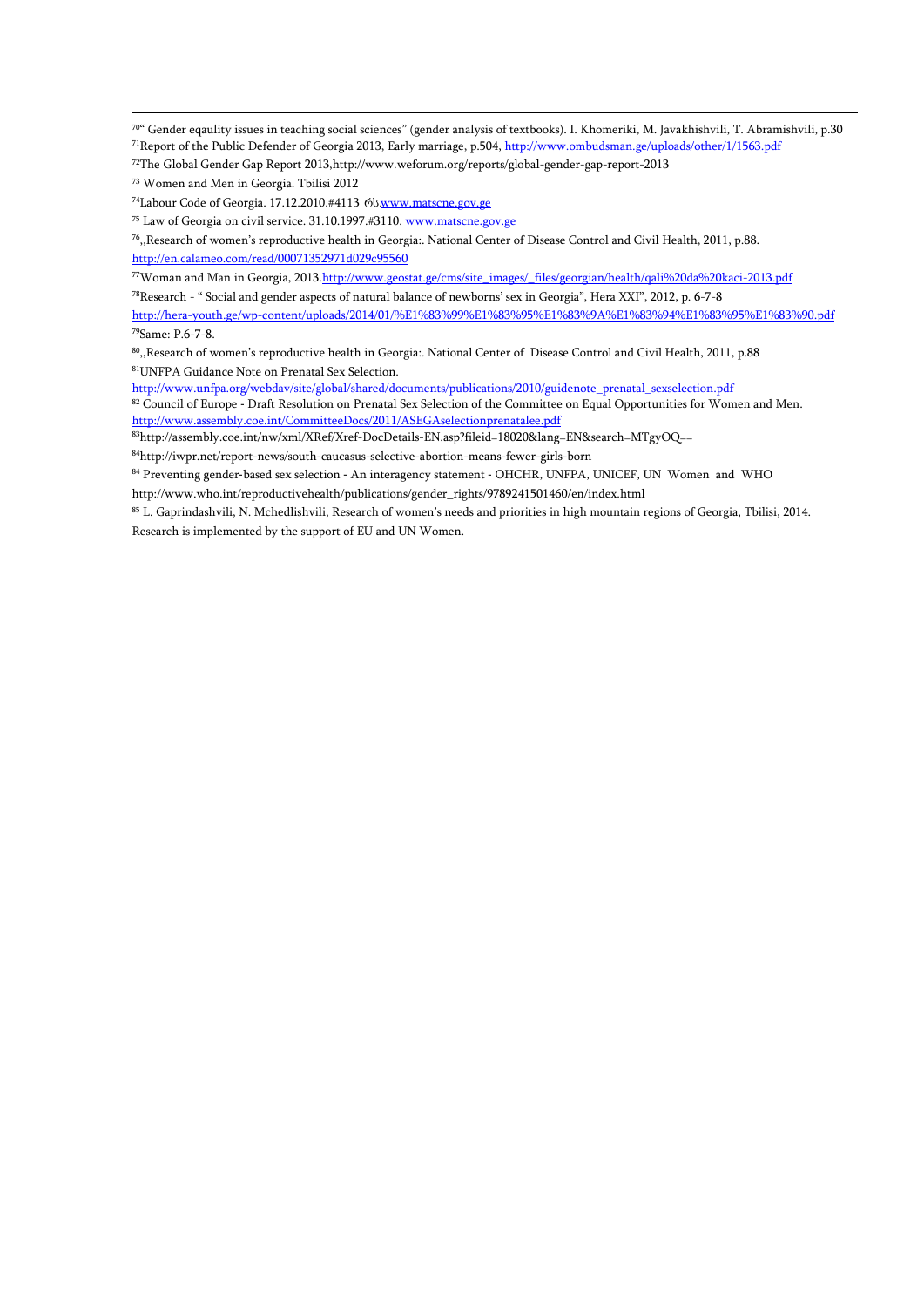[70]" Gender eqaulity issues in teaching social sciences" (gender analysis of textbooks). I. Khomeriki, M. Javakhishvili, T. Abramishvili, p.30

[71]Report of the Public Defender of Georgia 2013, Early marriage, p.504, http://www.ombudsman.ge/uploads/other/1/1563.pdf

[72]The Global Gender Gap Report 2013,http://www.weforum.org/reports/global-gender-gap-report-2013

[73] Women and Men in Georgia. Tbilisi 2012

[74]Labour Code of Georgia. 17.12.2010.#4113 რს.www.matscne.gov.ge

[75] Law of Georgia on civil service. 31.10.1997.#3110. www.matscne.gov.ge

[76],,Research of women's reproductive health in Georgia:. National Center of Disease Control and Civil Health, 2011, p.88. http://en.calameo.com/read/00071352971d029c95560

[77]Woman and Man in Georgia, 2013.http://www.geostat.ge/cms/site_images/_files/georgian/health/qali%20da%20kaci-2013.pdf

[78]Research - " Social and gender aspects of natural balance of newborns' sex in Georgia", Hera XXI", 2012, p. 6-7-8 http://hera-youth.ge/wp-content/uploads/2014/01/%E1%83%99%E1%83%95%E1%83%9A%E1%83%94%E1%83%95%E1%83%90.pdf

[79]Same: P.6-7-8.

[80],,Research of women's reproductive health in Georgia:. National Center of Disease Control and Civil Health, 2011, p.88

[81]UNFPA Guidance Note on Prenatal Sex Selection.

http://www.unfpa.org/webdav/site/global/shared/documents/publications/2010/guidenote_prenatal_sexselection.pdf

[82] Council of Europe - Draft Resolution on Prenatal Sex Selection of the Committee on Equal Opportunities for Women and Men. http://www.assembly.coe.int/CommitteeDocs/2011/ASEGAselectionprenatalee.pdf

[83]http://assembly.coe.int/nw/xml/XRef/Xref-DocDetails-EN.asp?fileid=18020&lang=EN&search=MTgyOQ==

[84]http://iwpr.net/report-news/south-caucasus-selective-abortion-means-fewer-girls-born

[84] Preventing gender-based sex selection - An interagency statement - OHCHR, UNFPA, UNICEF, UN Women and WHO

http://www.who.int/reproductivehealth/publications/gender_rights/9789241501460/en/index.html

[85] L. Gaprindashvili, N. Mchedlishvili, Research of women's needs and priorities in high mountain regions of Georgia, Tbilisi, 2014. Research is implemented by the support of EU and UN Women.